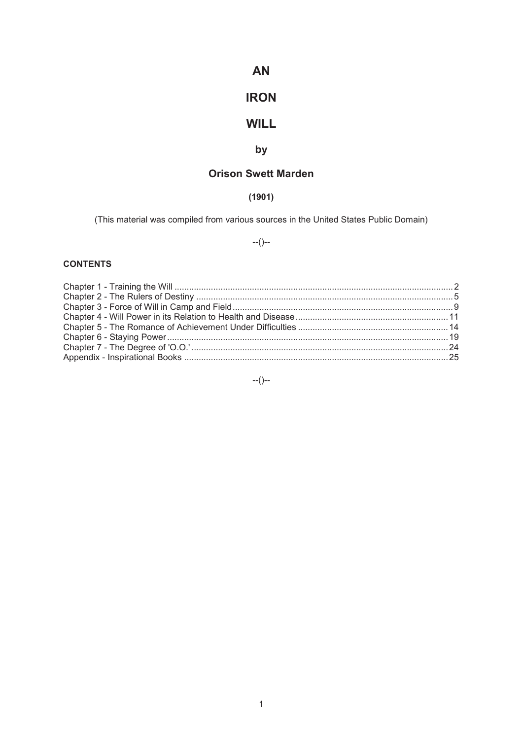# AN

# IRON

# WILL

## by

## Orison Swett Marden

**(1901)**

(This material was compiled from various sources in the United States Public Domain)

--()--

**CONTENTS**

Chapter 1 - Training the Will .......... 2
Chapter 2 - The Rulers of Destiny .......... 5
Chapter 3 - Force of Will in Camp and Field .......... 9
Chapter 4 - Will Power in its Relation to Health and Disease .......... 11
Chapter 5 - The Romance of Achievement Under Difficulties .......... 14
Chapter 6 - Staying Power .......... 19
Chapter 7 - The Degree of 'O.O.' .......... 24
Appendix - Inspirational Books .......... 25

--()--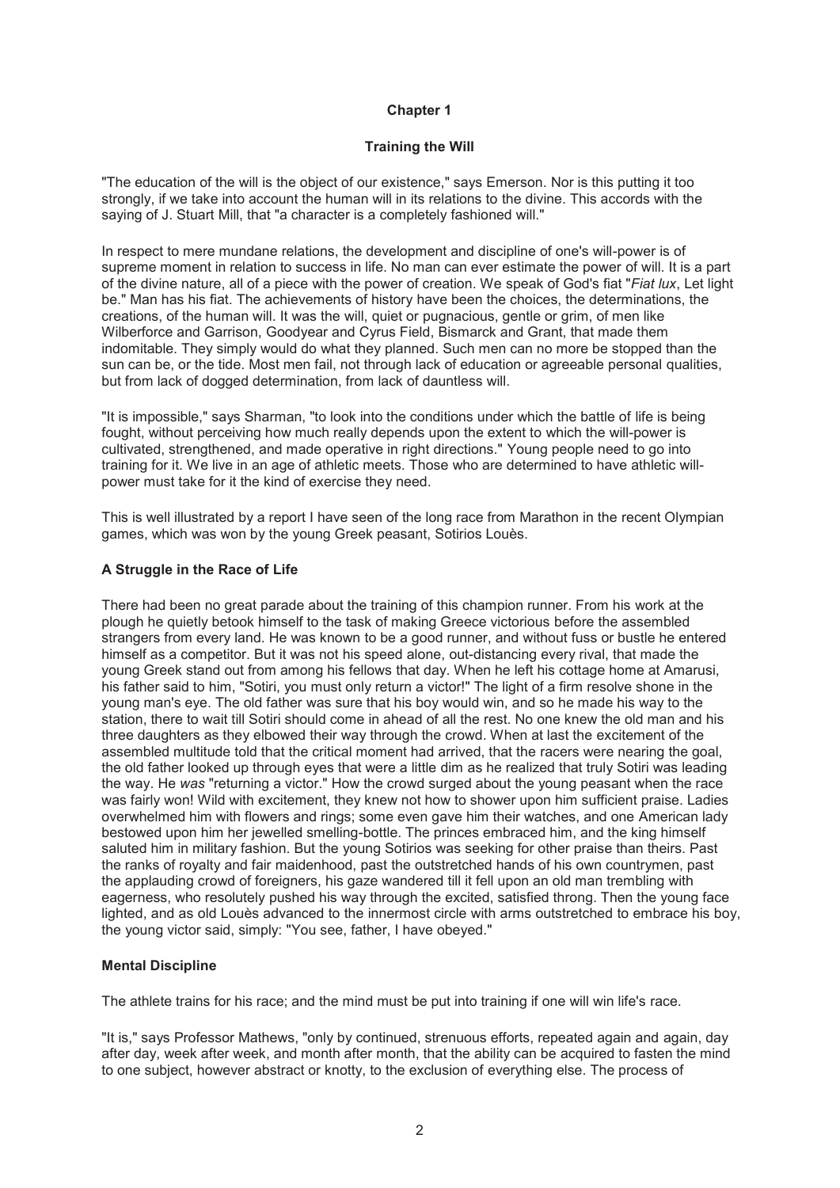# Chapter 1

## Training the Will

"The education of the will is the object of our existence," says Emerson. Nor is this putting it too strongly, if we take into account the human will in its relations to the divine. This accords with the saying of J. Stuart Mill, that "a character is a completely fashioned will."

In respect to mere mundane relations, the development and discipline of one's will-power is of supreme moment in relation to success in life. No man can ever estimate the power of will. It is a part of the divine nature, all of a piece with the power of creation. We speak of God's fiat "*Fiat lux*, Let light be." Man has his fiat. The achievements of history have been the choices, the determinations, the creations, of the human will. It was the will, quiet or pugnacious, gentle or grim, of men like Wilberforce and Garrison, Goodyear and Cyrus Field, Bismarck and Grant, that made them indomitable. They simply would do what they planned. Such men can no more be stopped than the sun can be, or the tide. Most men fail, not through lack of education or agreeable personal qualities, but from lack of dogged determination, from lack of dauntless will.

"It is impossible," says Sharman, "to look into the conditions under which the battle of life is being fought, without perceiving how much really depends upon the extent to which the will-power is cultivated, strengthened, and made operative in right directions." Young people need to go into training for it. We live in an age of athletic meets. Those who are determined to have athletic will-power must take for it the kind of exercise they need.

This is well illustrated by a report I have seen of the long race from Marathon in the recent Olympian games, which was won by the young Greek peasant, Sotirios Louès.

### A Struggle in the Race of Life

There had been no great parade about the training of this champion runner. From his work at the plough he quietly betook himself to the task of making Greece victorious before the assembled strangers from every land. He was known to be a good runner, and without fuss or bustle he entered himself as a competitor. But it was not his speed alone, out-distancing every rival, that made the young Greek stand out from among his fellows that day. When he left his cottage home at Amarusi, his father said to him, "Sotiri, you must only return a victor!" The light of a firm resolve shone in the young man's eye. The old father was sure that his boy would win, and so he made his way to the station, there to wait till Sotiri should come in ahead of all the rest. No one knew the old man and his three daughters as they elbowed their way through the crowd. When at last the excitement of the assembled multitude told that the critical moment had arrived, that the racers were nearing the goal, the old father looked up through eyes that were a little dim as he realized that truly Sotiri was leading the way. He *was* "returning a victor." How the crowd surged about the young peasant when the race was fairly won! Wild with excitement, they knew not how to shower upon him sufficient praise. Ladies overwhelmed him with flowers and rings; some even gave him their watches, and one American lady bestowed upon him her jewelled smelling-bottle. The princes embraced him, and the king himself saluted him in military fashion. But the young Sotirios was seeking for other praise than theirs. Past the ranks of royalty and fair maidenhood, past the outstretched hands of his own countrymen, past the applauding crowd of foreigners, his gaze wandered till it fell upon an old man trembling with eagerness, who resolutely pushed his way through the excited, satisfied throng. Then the young face lighted, and as old Louès advanced to the innermost circle with arms outstretched to embrace his boy, the young victor said, simply: "You see, father, I have obeyed."

### Mental Discipline

The athlete trains for his race; and the mind must be put into training if one will win life's race.

"It is," says Professor Mathews, "only by continued, strenuous efforts, repeated again and again, day after day, week after week, and month after month, that the ability can be acquired to fasten the mind to one subject, however abstract or knotty, to the exclusion of everything else. The process of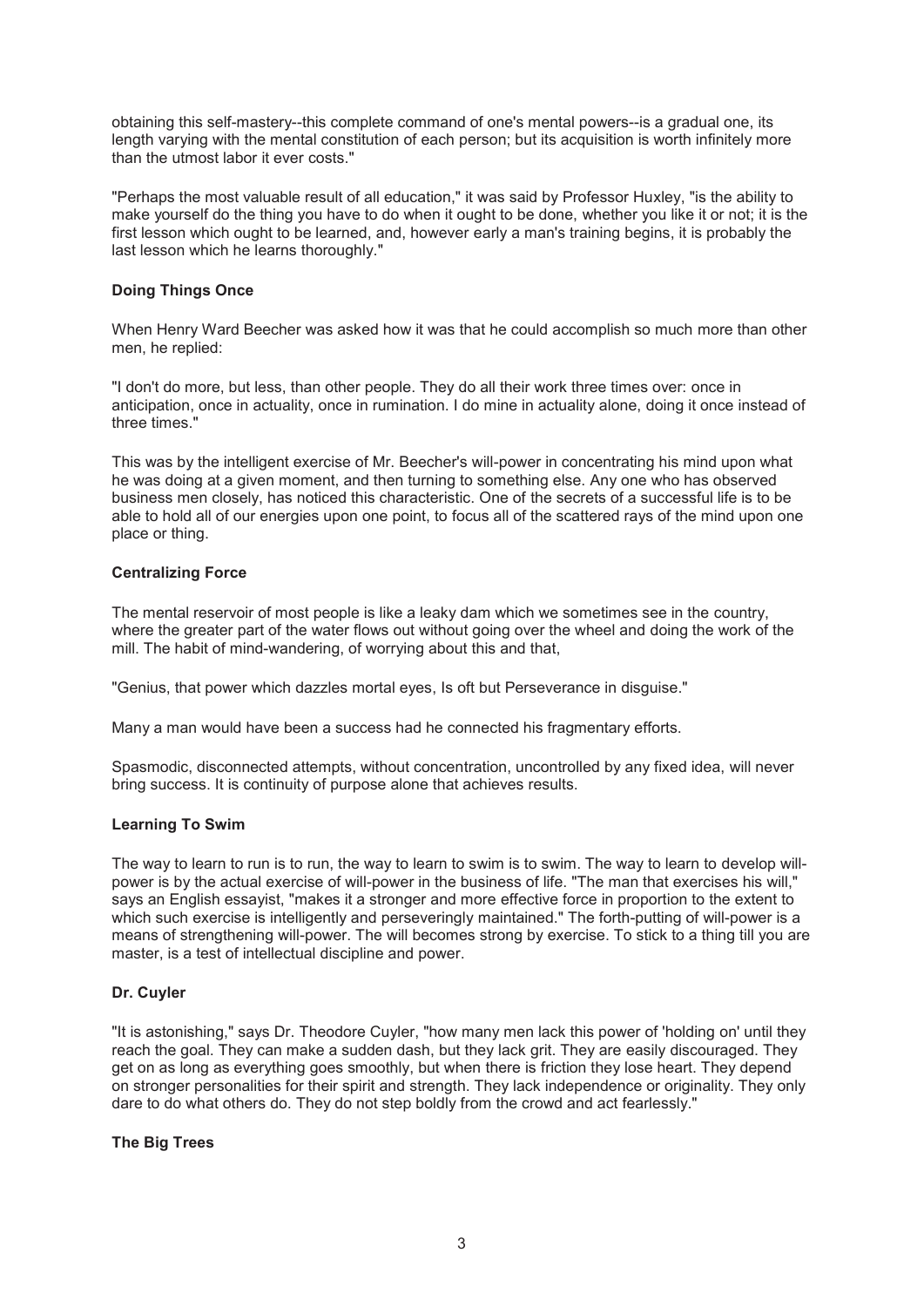obtaining this self-mastery--this complete command of one's mental powers--is a gradual one, its length varying with the mental constitution of each person; but its acquisition is worth infinitely more than the utmost labor it ever costs."

"Perhaps the most valuable result of all education," it was said by Professor Huxley, "is the ability to make yourself do the thing you have to do when it ought to be done, whether you like it or not; it is the first lesson which ought to be learned, and, however early a man's training begins, it is probably the last lesson which he learns thoroughly."

### Doing Things Once

When Henry Ward Beecher was asked how it was that he could accomplish so much more than other men, he replied:

"I don't do more, but less, than other people. They do all their work three times over: once in anticipation, once in actuality, once in rumination. I do mine in actuality alone, doing it once instead of three times."

This was by the intelligent exercise of Mr. Beecher's will-power in concentrating his mind upon what he was doing at a given moment, and then turning to something else. Any one who has observed business men closely, has noticed this characteristic. One of the secrets of a successful life is to be able to hold all of our energies upon one point, to focus all of the scattered rays of the mind upon one place or thing.

### Centralizing Force

The mental reservoir of most people is like a leaky dam which we sometimes see in the country, where the greater part of the water flows out without going over the wheel and doing the work of the mill. The habit of mind-wandering, of worrying about this and that,

"Genius, that power which dazzles mortal eyes, Is oft but Perseverance in disguise."

Many a man would have been a success had he connected his fragmentary efforts.

Spasmodic, disconnected attempts, without concentration, uncontrolled by any fixed idea, will never bring success. It is continuity of purpose alone that achieves results.

### Learning To Swim

The way to learn to run is to run, the way to learn to swim is to swim. The way to learn to develop will-power is by the actual exercise of will-power in the business of life. "The man that exercises his will," says an English essayist, "makes it a stronger and more effective force in proportion to the extent to which such exercise is intelligently and perseveringly maintained." The forth-putting of will-power is a means of strengthening will-power. The will becomes strong by exercise. To stick to a thing till you are master, is a test of intellectual discipline and power.

### Dr. Cuyler

"It is astonishing," says Dr. Theodore Cuyler, "how many men lack this power of 'holding on' until they reach the goal. They can make a sudden dash, but they lack grit. They are easily discouraged. They get on as long as everything goes smoothly, but when there is friction they lose heart. They depend on stronger personalities for their spirit and strength. They lack independence or originality. They only dare to do what others do. They do not step boldly from the crowd and act fearlessly."

### The Big Trees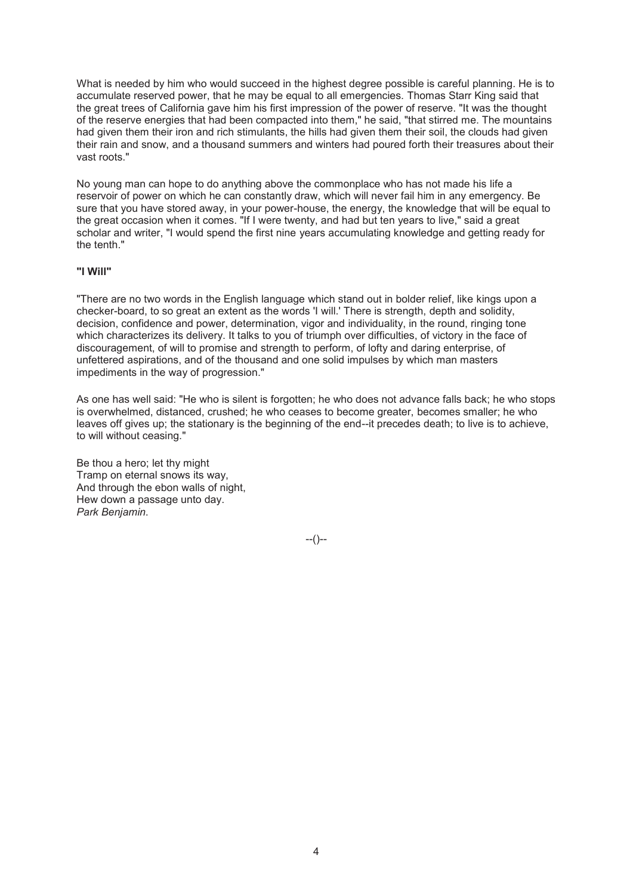What is needed by him who would succeed in the highest degree possible is careful planning. He is to accumulate reserved power, that he may be equal to all emergencies. Thomas Starr King said that the great trees of California gave him his first impression of the power of reserve. "It was the thought of the reserve energies that had been compacted into them," he said, "that stirred me. The mountains had given them their iron and rich stimulants, the hills had given them their soil, the clouds had given their rain and snow, and a thousand summers and winters had poured forth their treasures about their vast roots."

No young man can hope to do anything above the commonplace who has not made his life a reservoir of power on which he can constantly draw, which will never fail him in any emergency. Be sure that you have stored away, in your power-house, the energy, the knowledge that will be equal to the great occasion when it comes. "If I were twenty, and had but ten years to live," said a great scholar and writer, "I would spend the first nine years accumulating knowledge and getting ready for the tenth."

### "I Will"

"There are no two words in the English language which stand out in bolder relief, like kings upon a checker-board, to so great an extent as the words 'I will.' There is strength, depth and solidity, decision, confidence and power, determination, vigor and individuality, in the round, ringing tone which characterizes its delivery. It talks to you of triumph over difficulties, of victory in the face of discouragement, of will to promise and strength to perform, of lofty and daring enterprise, of unfettered aspirations, and of the thousand and one solid impulses by which man masters impediments in the way of progression."

As one has well said: "He who is silent is forgotten; he who does not advance falls back; he who stops is overwhelmed, distanced, crushed; he who ceases to become greater, becomes smaller; he who leaves off gives up; the stationary is the beginning of the end--it precedes death; to live is to achieve, to will without ceasing."

Be thou a hero; let thy might  
Tramp on eternal snows its way,  
And through the ebon walls of night,  
Hew down a passage unto day.  
*Park Benjamin.*

--()--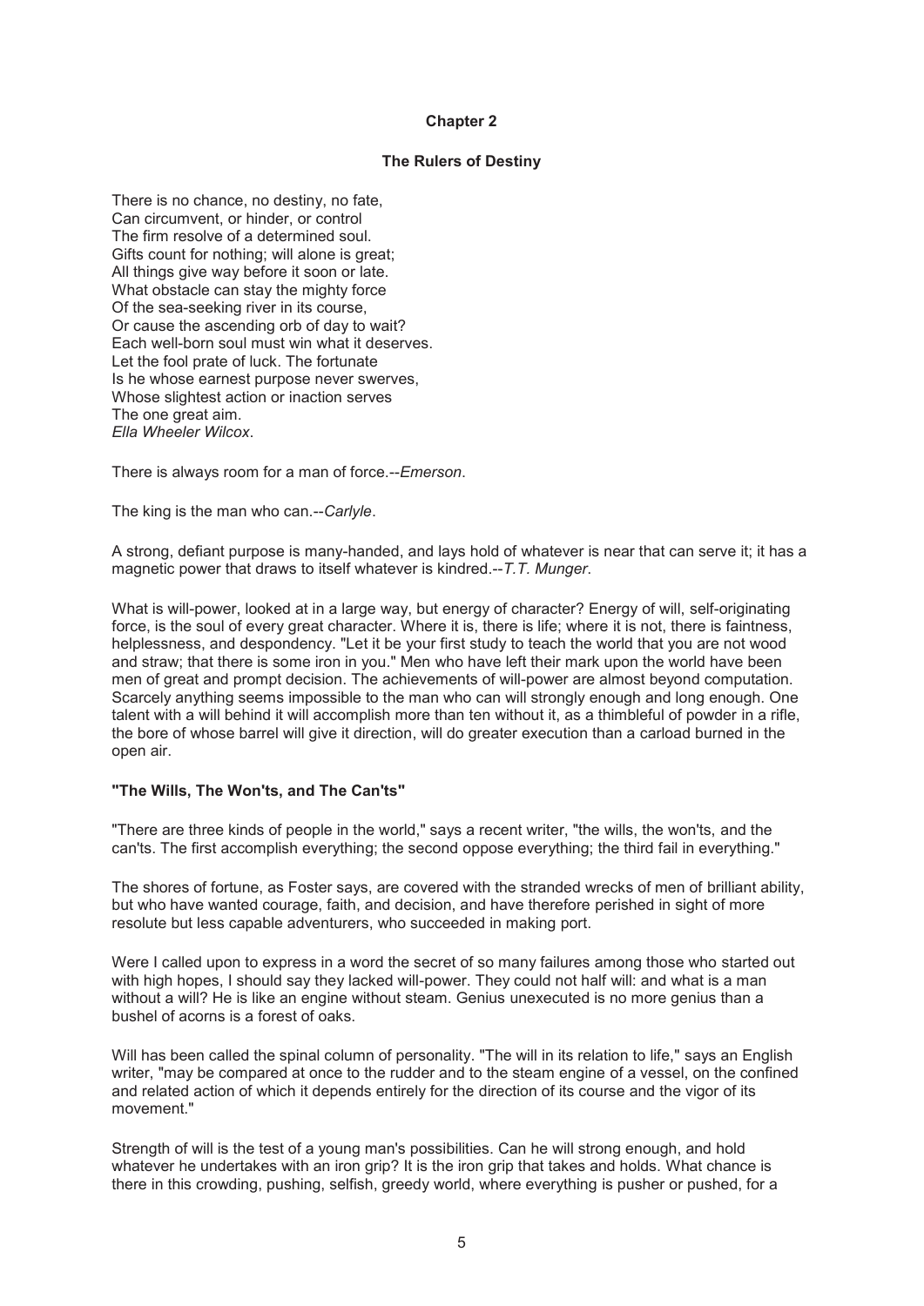## Chapter 2

### The Rulers of Destiny

There is no chance, no destiny, no fate,
Can circumvent, or hinder, or control
The firm resolve of a determined soul.
Gifts count for nothing; will alone is great;
All things give way before it soon or late.
What obstacle can stay the mighty force
Of the sea-seeking river in its course,
Or cause the ascending orb of day to wait?
Each well-born soul must win what it deserves.
Let the fool prate of luck. The fortunate
Is he whose earnest purpose never swerves,
Whose slightest action or inaction serves
The one great aim.
*Ella Wheeler Wilcox*.

There is always room for a man of force.--*Emerson*.

The king is the man who can.--*Carlyle*.

A strong, defiant purpose is many-handed, and lays hold of whatever is near that can serve it; it has a magnetic power that draws to itself whatever is kindred.--*T.T. Munger*.

What is will-power, looked at in a large way, but energy of character? Energy of will, self-originating force, is the soul of every great character. Where it is, there is life; where it is not, there is faintness, helplessness, and despondency. "Let it be your first study to teach the world that you are not wood and straw; that there is some iron in you." Men who have left their mark upon the world have been men of great and prompt decision. The achievements of will-power are almost beyond computation. Scarcely anything seems impossible to the man who can will strongly enough and long enough. One talent with a will behind it will accomplish more than ten without it, as a thimbleful of powder in a rifle, the bore of whose barrel will give it direction, will do greater execution than a carload burned in the open air.

**"The Wills, The Won'ts, and The Can'ts"**

"There are three kinds of people in the world," says a recent writer, "the wills, the won'ts, and the can'ts. The first accomplish everything; the second oppose everything; the third fail in everything."

The shores of fortune, as Foster says, are covered with the stranded wrecks of men of brilliant ability, but who have wanted courage, faith, and decision, and have therefore perished in sight of more resolute but less capable adventurers, who succeeded in making port.

Were I called upon to express in a word the secret of so many failures among those who started out with high hopes, I should say they lacked will-power. They could not half will: and what is a man without a will? He is like an engine without steam. Genius unexecuted is no more genius than a bushel of acorns is a forest of oaks.

Will has been called the spinal column of personality. "The will in its relation to life," says an English writer, "may be compared at once to the rudder and to the steam engine of a vessel, on the confined and related action of which it depends entirely for the direction of its course and the vigor of its movement."

Strength of will is the test of a young man's possibilities. Can he will strong enough, and hold whatever he undertakes with an iron grip? It is the iron grip that takes and holds. What chance is there in this crowding, pushing, selfish, greedy world, where everything is pusher or pushed, for a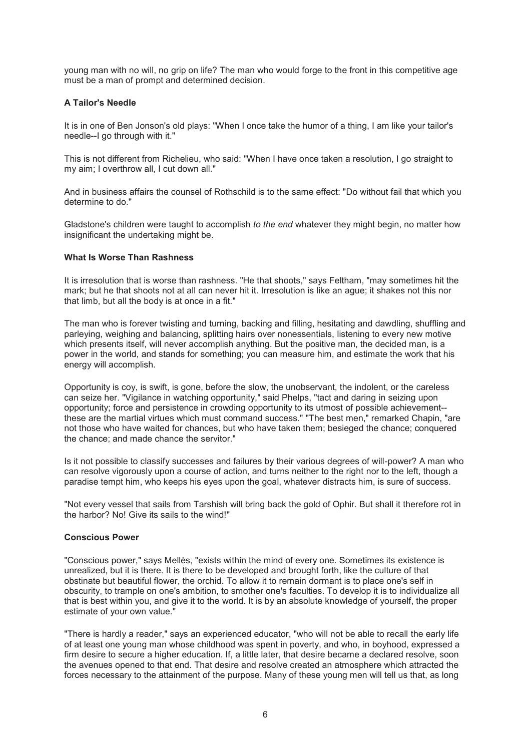young man with no will, no grip on life? The man who would forge to the front in this competitive age must be a man of prompt and determined decision.

### A Tailor's Needle

It is in one of Ben Jonson's old plays: "When I once take the humor of a thing, I am like your tailor's needle--I go through with it."

This is not different from Richelieu, who said: "When I have once taken a resolution, I go straight to my aim; I overthrow all, I cut down all."

And in business affairs the counsel of Rothschild is to the same effect: "Do without fail that which you determine to do."

Gladstone's children were taught to accomplish *to the end* whatever they might begin, no matter how insignificant the undertaking might be.

### What Is Worse Than Rashness

It is irresolution that is worse than rashness. "He that shoots," says Feltham, "may sometimes hit the mark; but he that shoots not at all can never hit it. Irresolution is like an ague; it shakes not this nor that limb, but all the body is at once in a fit."

The man who is forever twisting and turning, backing and filling, hesitating and dawdling, shuffling and parleying, weighing and balancing, splitting hairs over nonessentials, listening to every new motive which presents itself, will never accomplish anything. But the positive man, the decided man, is a power in the world, and stands for something; you can measure him, and estimate the work that his energy will accomplish.

Opportunity is coy, is swift, is gone, before the slow, the unobservant, the indolent, or the careless can seize her. "Vigilance in watching opportunity," said Phelps, "tact and daring in seizing upon opportunity; force and persistence in crowding opportunity to its utmost of possible achievement--these are the martial virtues which must command success." "The best men," remarked Chapin, "are not those who have waited for chances, but who have taken them; besieged the chance; conquered the chance; and made chance the servitor."

Is it not possible to classify successes and failures by their various degrees of will-power? A man who can resolve vigorously upon a course of action, and turns neither to the right nor to the left, though a paradise tempt him, who keeps his eyes upon the goal, whatever distracts him, is sure of success.

"Not every vessel that sails from Tarshish will bring back the gold of Ophir. But shall it therefore rot in the harbor? No! Give its sails to the wind!"

### Conscious Power

"Conscious power," says Mellès, "exists within the mind of every one. Sometimes its existence is unrealized, but it is there. It is there to be developed and brought forth, like the culture of that obstinate but beautiful flower, the orchid. To allow it to remain dormant is to place one's self in obscurity, to trample on one's ambition, to smother one's faculties. To develop it is to individualize all that is best within you, and give it to the world. It is by an absolute knowledge of yourself, the proper estimate of your own value."

"There is hardly a reader," says an experienced educator, "who will not be able to recall the early life of at least one young man whose childhood was spent in poverty, and who, in boyhood, expressed a firm desire to secure a higher education. If, a little later, that desire became a declared resolve, soon the avenues opened to that end. That desire and resolve created an atmosphere which attracted the forces necessary to the attainment of the purpose. Many of these young men will tell us that, as long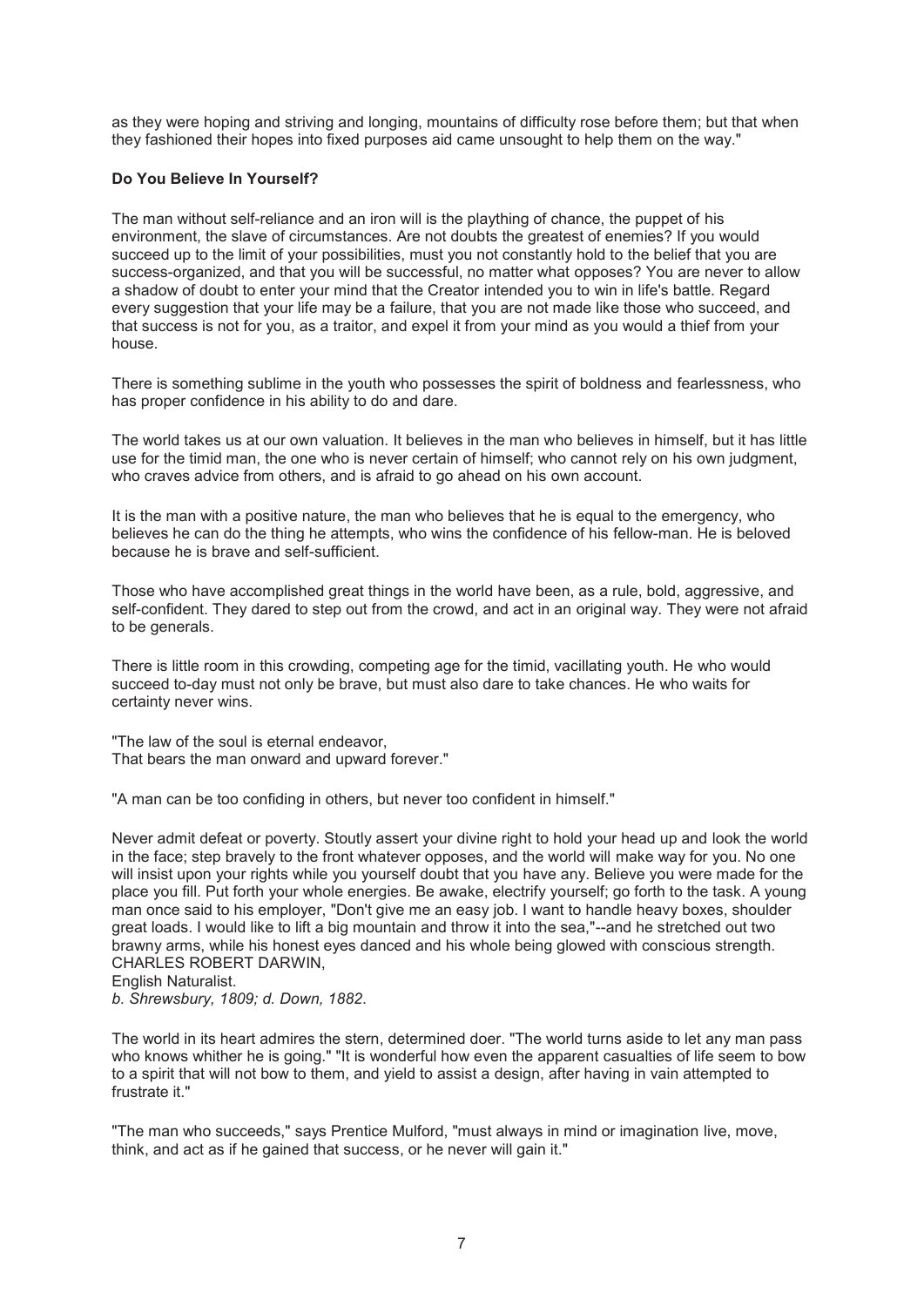as they were hoping and striving and longing, mountains of difficulty rose before them; but that when they fashioned their hopes into fixed purposes aid came unsought to help them on the way."

**Do You Believe In Yourself?**

The man without self-reliance and an iron will is the plaything of chance, the puppet of his environment, the slave of circumstances. Are not doubts the greatest of enemies? If you would succeed up to the limit of your possibilities, must you not constantly hold to the belief that you are success-organized, and that you will be successful, no matter what opposes? You are never to allow a shadow of doubt to enter your mind that the Creator intended you to win in life's battle. Regard every suggestion that your life may be a failure, that you are not made like those who succeed, and that success is not for you, as a traitor, and expel it from your mind as you would a thief from your house.

There is something sublime in the youth who possesses the spirit of boldness and fearlessness, who has proper confidence in his ability to do and dare.

The world takes us at our own valuation. It believes in the man who believes in himself, but it has little use for the timid man, the one who is never certain of himself; who cannot rely on his own judgment, who craves advice from others, and is afraid to go ahead on his own account.

It is the man with a positive nature, the man who believes that he is equal to the emergency, who believes he can do the thing he attempts, who wins the confidence of his fellow-man. He is beloved because he is brave and self-sufficient.

Those who have accomplished great things in the world have been, as a rule, bold, aggressive, and self-confident. They dared to step out from the crowd, and act in an original way. They were not afraid to be generals.

There is little room in this crowding, competing age for the timid, vacillating youth. He who would succeed to-day must not only be brave, but must also dare to take chances. He who waits for certainty never wins.

"The law of the soul is eternal endeavor,
That bears the man onward and upward forever."

"A man can be too confiding in others, but never too confident in himself."

Never admit defeat or poverty. Stoutly assert your divine right to hold your head up and look the world in the face; step bravely to the front whatever opposes, and the world will make way for you. No one will insist upon your rights while you yourself doubt that you have any. Believe you were made for the place you fill. Put forth your whole energies. Be awake, electrify yourself; go forth to the task. A young man once said to his employer, "Don't give me an easy job. I want to handle heavy boxes, shoulder great loads. I would like to lift a big mountain and throw it into the sea,"--and he stretched out two brawny arms, while his honest eyes danced and his whole being glowed with conscious strength.

CHARLES ROBERT DARWIN,
English Naturalist.
*b. Shrewsbury, 1809; d. Down, 1882.*

The world in its heart admires the stern, determined doer. "The world turns aside to let any man pass who knows whither he is going." "It is wonderful how even the apparent casualties of life seem to bow to a spirit that will not bow to them, and yield to assist a design, after having in vain attempted to frustrate it."

"The man who succeeds," says Prentice Mulford, "must always in mind or imagination live, move, think, and act as if he gained that success, or he never will gain it."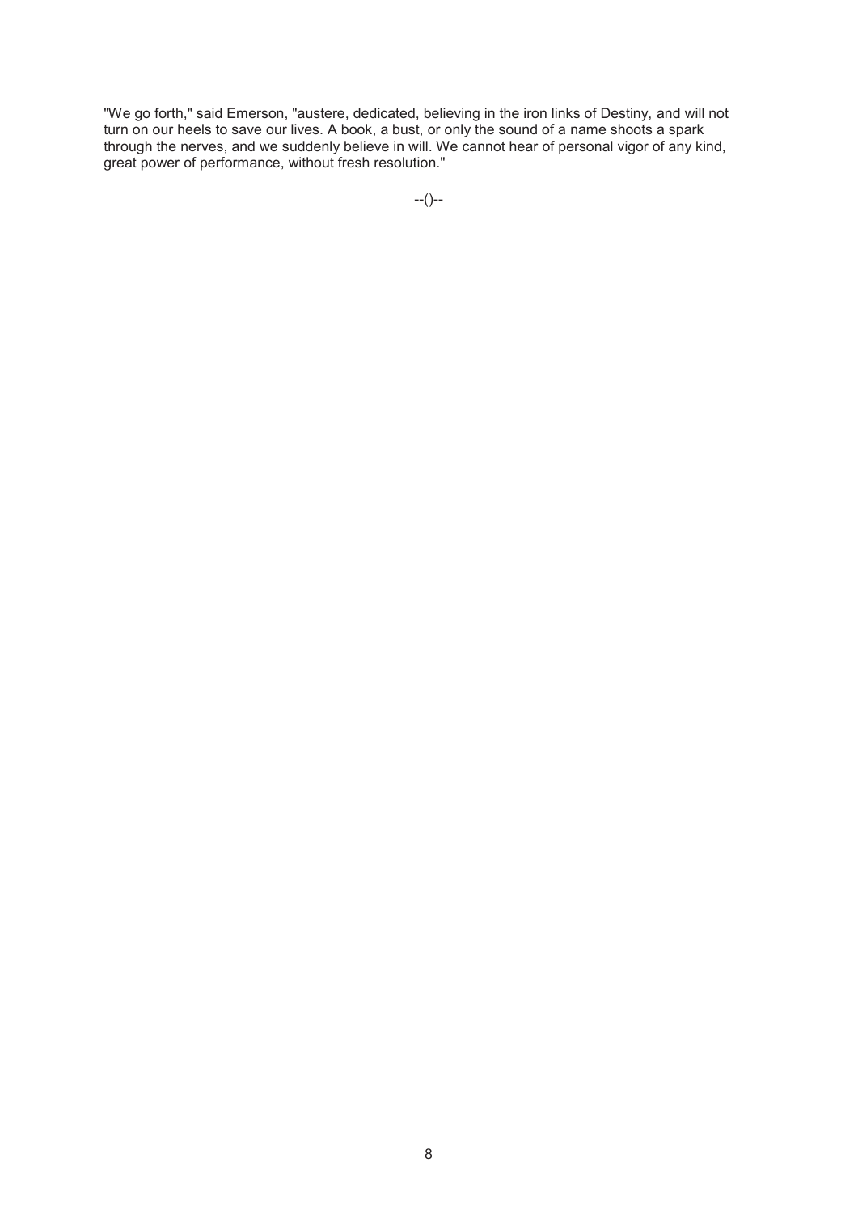"We go forth," said Emerson, "austere, dedicated, believing in the iron links of Destiny, and will not turn on our heels to save our lives. A book, a bust, or only the sound of a name shoots a spark through the nerves, and we suddenly believe in will. We cannot hear of personal vigor of any kind, great power of performance, without fresh resolution."

--()--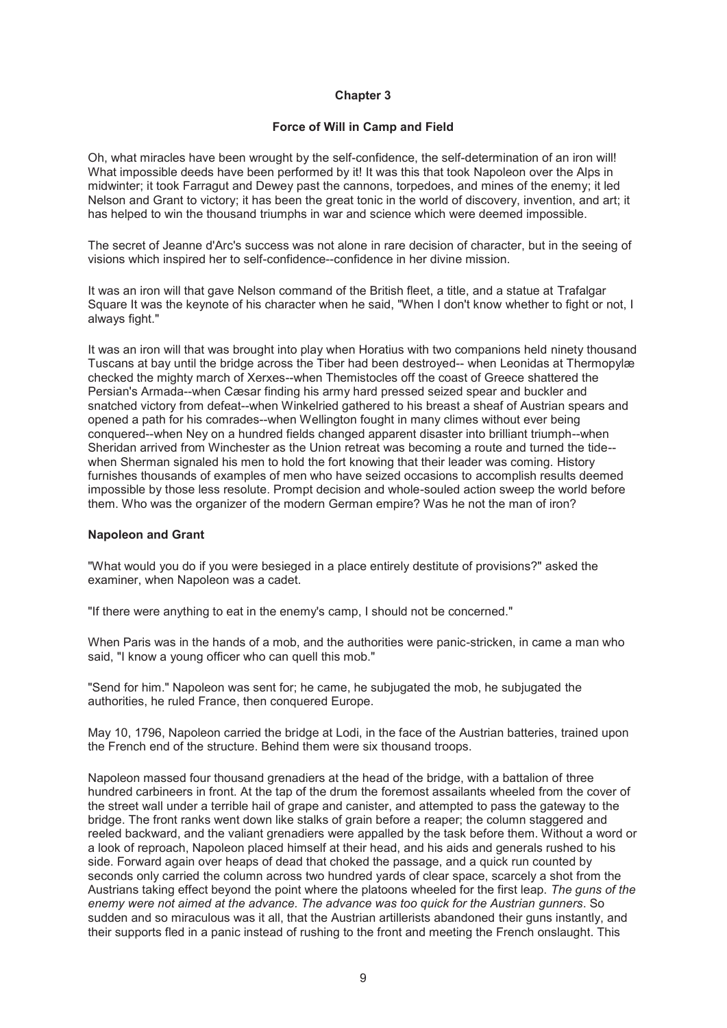# Chapter 3

## Force of Will in Camp and Field

Oh, what miracles have been wrought by the self-confidence, the self-determination of an iron will! What impossible deeds have been performed by it! It was this that took Napoleon over the Alps in midwinter; it took Farragut and Dewey past the cannons, torpedoes, and mines of the enemy; it led Nelson and Grant to victory; it has been the great tonic in the world of discovery, invention, and art; it has helped to win the thousand triumphs in war and science which were deemed impossible.

The secret of Jeanne d'Arc's success was not alone in rare decision of character, but in the seeing of visions which inspired her to self-confidence--confidence in her divine mission.

It was an iron will that gave Nelson command of the British fleet, a title, and a statue at Trafalgar Square It was the keynote of his character when he said, "When I don't know whether to fight or not, I always fight."

It was an iron will that was brought into play when Horatius with two companions held ninety thousand Tuscans at bay until the bridge across the Tiber had been destroyed-- when Leonidas at Thermopylæ checked the mighty march of Xerxes--when Themistocles off the coast of Greece shattered the Persian's Armada--when Cæsar finding his army hard pressed seized spear and buckler and snatched victory from defeat--when Winkelried gathered to his breast a sheaf of Austrian spears and opened a path for his comrades--when Wellington fought in many climes without ever being conquered--when Ney on a hundred fields changed apparent disaster into brilliant triumph--when Sheridan arrived from Winchester as the Union retreat was becoming a route and turned the tide--when Sherman signaled his men to hold the fort knowing that their leader was coming. History furnishes thousands of examples of men who have seized occasions to accomplish results deemed impossible by those less resolute. Prompt decision and whole-souled action sweep the world before them. Who was the organizer of the modern German empire? Was he not the man of iron?

### Napoleon and Grant

"What would you do if you were besieged in a place entirely destitute of provisions?" asked the examiner, when Napoleon was a cadet.

"If there were anything to eat in the enemy's camp, I should not be concerned."

When Paris was in the hands of a mob, and the authorities were panic-stricken, in came a man who said, "I know a young officer who can quell this mob."

"Send for him." Napoleon was sent for; he came, he subjugated the mob, he subjugated the authorities, he ruled France, then conquered Europe.

May 10, 1796, Napoleon carried the bridge at Lodi, in the face of the Austrian batteries, trained upon the French end of the structure. Behind them were six thousand troops.

Napoleon massed four thousand grenadiers at the head of the bridge, with a battalion of three hundred carbineers in front. At the tap of the drum the foremost assailants wheeled from the cover of the street wall under a terrible hail of grape and canister, and attempted to pass the gateway to the bridge. The front ranks went down like stalks of grain before a reaper; the column staggered and reeled backward, and the valiant grenadiers were appalled by the task before them. Without a word or a look of reproach, Napoleon placed himself at their head, and his aids and generals rushed to his side. Forward again over heaps of dead that choked the passage, and a quick run counted by seconds only carried the column across two hundred yards of clear space, scarcely a shot from the Austrians taking effect beyond the point where the platoons wheeled for the first leap. *The guns of the enemy were not aimed at the advance. The advance was too quick for the Austrian gunners*. So sudden and so miraculous was it all, that the Austrian artillerists abandoned their guns instantly, and their supports fled in a panic instead of rushing to the front and meeting the French onslaught. This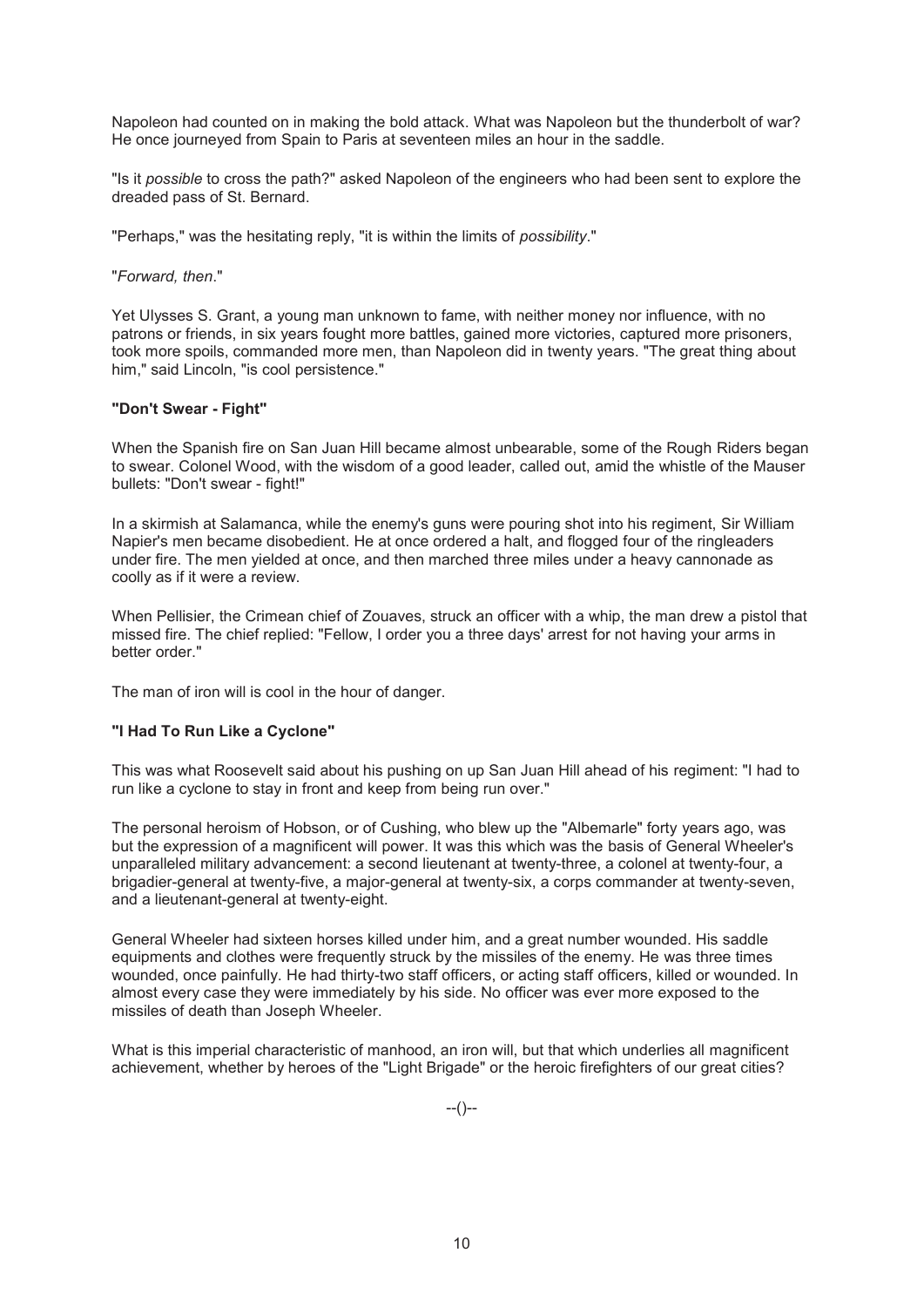Napoleon had counted on in making the bold attack. What was Napoleon but the thunderbolt of war? He once journeyed from Spain to Paris at seventeen miles an hour in the saddle.

"Is it *possible* to cross the path?" asked Napoleon of the engineers who had been sent to explore the dreaded pass of St. Bernard.

"Perhaps," was the hesitating reply, "it is within the limits of *possibility*."

"*Forward, then*."

Yet Ulysses S. Grant, a young man unknown to fame, with neither money nor influence, with no patrons or friends, in six years fought more battles, gained more victories, captured more prisoners, took more spoils, commanded more men, than Napoleon did in twenty years. "The great thing about him," said Lincoln, "is cool persistence."

**"Don't Swear - Fight"**

When the Spanish fire on San Juan Hill became almost unbearable, some of the Rough Riders began to swear. Colonel Wood, with the wisdom of a good leader, called out, amid the whistle of the Mauser bullets: "Don't swear - fight!"

In a skirmish at Salamanca, while the enemy's guns were pouring shot into his regiment, Sir William Napier's men became disobedient. He at once ordered a halt, and flogged four of the ringleaders under fire. The men yielded at once, and then marched three miles under a heavy cannonade as coolly as if it were a review.

When Pellisier, the Crimean chief of Zouaves, struck an officer with a whip, the man drew a pistol that missed fire. The chief replied: "Fellow, I order you a three days' arrest for not having your arms in better order."

The man of iron will is cool in the hour of danger.

**"I Had To Run Like a Cyclone"**

This was what Roosevelt said about his pushing on up San Juan Hill ahead of his regiment: "I had to run like a cyclone to stay in front and keep from being run over."

The personal heroism of Hobson, or of Cushing, who blew up the "Albemarle" forty years ago, was but the expression of a magnificent will power. It was this which was the basis of General Wheeler's unparalleled military advancement: a second lieutenant at twenty-three, a colonel at twenty-four, a brigadier-general at twenty-five, a major-general at twenty-six, a corps commander at twenty-seven, and a lieutenant-general at twenty-eight.

General Wheeler had sixteen horses killed under him, and a great number wounded. His saddle equipments and clothes were frequently struck by the missiles of the enemy. He was three times wounded, once painfully. He had thirty-two staff officers, or acting staff officers, killed or wounded. In almost every case they were immediately by his side. No officer was ever more exposed to the missiles of death than Joseph Wheeler.

What is this imperial characteristic of manhood, an iron will, but that which underlies all magnificent achievement, whether by heroes of the "Light Brigade" or the heroic firefighters of our great cities?

--()--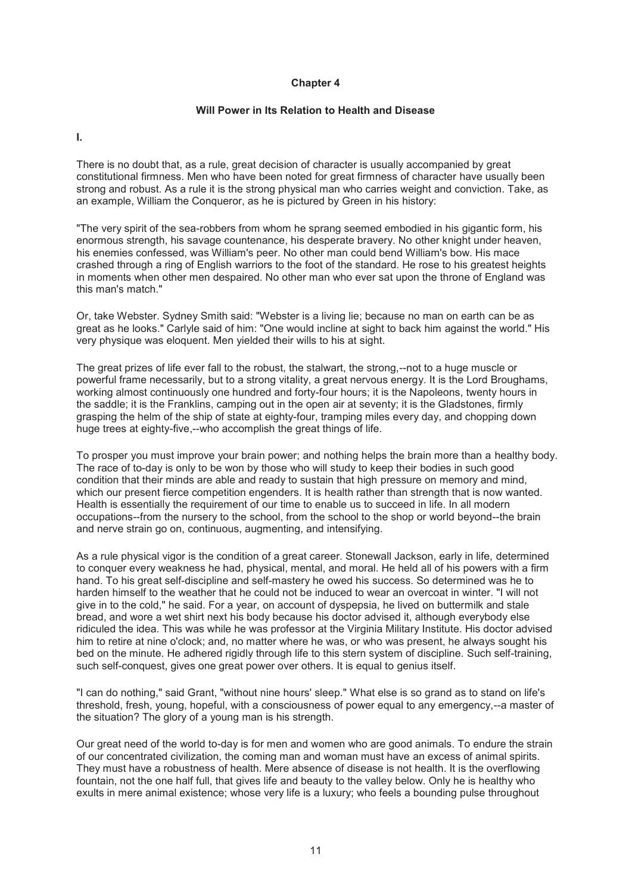# Chapter 4

## Will Power in Its Relation to Health and Disease

**I.**

There is no doubt that, as a rule, great decision of character is usually accompanied by great constitutional firmness. Men who have been noted for great firmness of character have usually been strong and robust. As a rule it is the strong physical man who carries weight and conviction. Take, as an example, William the Conqueror, as he is pictured by Green in his history:

"The very spirit of the sea-robbers from whom he sprang seemed embodied in his gigantic form, his enormous strength, his savage countenance, his desperate bravery. No other knight under heaven, his enemies confessed, was William's peer. No other man could bend William's bow. His mace crashed through a ring of English warriors to the foot of the standard. He rose to his greatest heights in moments when other men despaired. No other man who ever sat upon the throne of England was this man's match."

Or, take Webster. Sydney Smith said: "Webster is a living lie; because no man on earth can be as great as he looks." Carlyle said of him: "One would incline at sight to back him against the world." His very physique was eloquent. Men yielded their wills to his at sight.

The great prizes of life ever fall to the robust, the stalwart, the strong,--not to a huge muscle or powerful frame necessarily, but to a strong vitality, a great nervous energy. It is the Lord Broughams, working almost continuously one hundred and forty-four hours; it is the Napoleons, twenty hours in the saddle; it is the Franklins, camping out in the open air at seventy; it is the Gladstones, firmly grasping the helm of the ship of state at eighty-four, tramping miles every day, and chopping down huge trees at eighty-five,--who accomplish the great things of life.

To prosper you must improve your brain power; and nothing helps the brain more than a healthy body. The race of to-day is only to be won by those who will study to keep their bodies in such good condition that their minds are able and ready to sustain that high pressure on memory and mind, which our present fierce competition engenders. It is health rather than strength that is now wanted. Health is essentially the requirement of our time to enable us to succeed in life. In all modern occupations--from the nursery to the school, from the school to the shop or world beyond--the brain and nerve strain go on, continuous, augmenting, and intensifying.

As a rule physical vigor is the condition of a great career. Stonewall Jackson, early in life, determined to conquer every weakness he had, physical, mental, and moral. He held all of his powers with a firm hand. To his great self-discipline and self-mastery he owed his success. So determined was he to harden himself to the weather that he could not be induced to wear an overcoat in winter. "I will not give in to the cold," he said. For a year, on account of dyspepsia, he lived on buttermilk and stale bread, and wore a wet shirt next his body because his doctor advised it, although everybody else ridiculed the idea. This was while he was professor at the Virginia Military Institute. His doctor advised him to retire at nine o'clock; and, no matter where he was, or who was present, he always sought his bed on the minute. He adhered rigidly through life to this stern system of discipline. Such self-training, such self-conquest, gives one great power over others. It is equal to genius itself.

"I can do nothing," said Grant, "without nine hours' sleep." What else is so grand as to stand on life's threshold, fresh, young, hopeful, with a consciousness of power equal to any emergency,--a master of the situation? The glory of a young man is his strength.

Our great need of the world to-day is for men and women who are good animals. To endure the strain of our concentrated civilization, the coming man and woman must have an excess of animal spirits. They must have a robustness of health. Mere absence of disease is not health. It is the overflowing fountain, not the one half full, that gives life and beauty to the valley below. Only he is healthy who exults in mere animal existence; whose very life is a luxury; who feels a bounding pulse throughout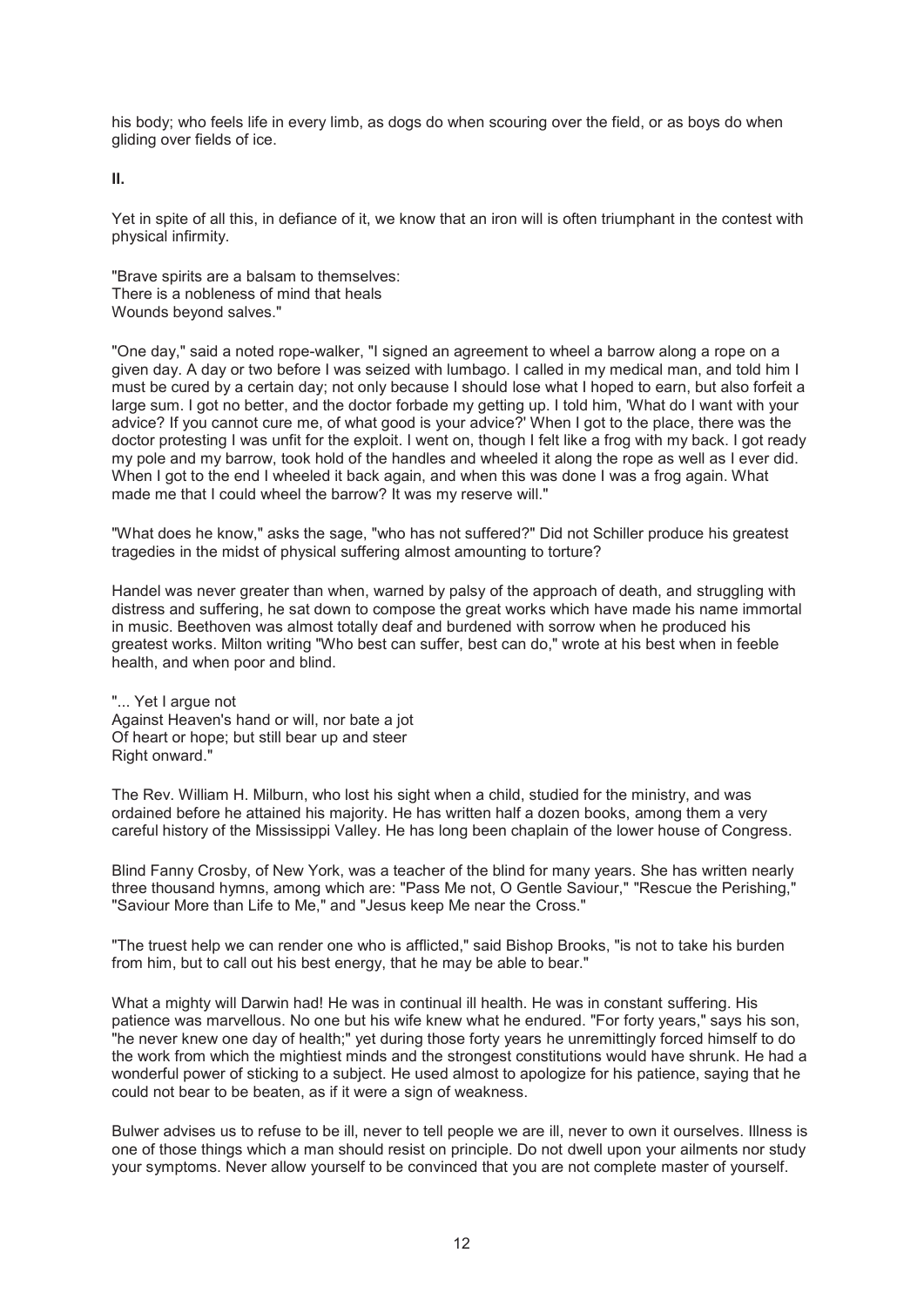his body; who feels life in every limb, as dogs do when scouring over the field, or as boys do when gliding over fields of ice.

**II.**

Yet in spite of all this, in defiance of it, we know that an iron will is often triumphant in the contest with physical infirmity.

"Brave spirits are a balsam to themselves:  
There is a nobleness of mind that heals  
Wounds beyond salves."

"One day," said a noted rope-walker, "I signed an agreement to wheel a barrow along a rope on a given day. A day or two before I was seized with lumbago. I called in my medical man, and told him I must be cured by a certain day; not only because I should lose what I hoped to earn, but also forfeit a large sum. I got no better, and the doctor forbade my getting up. I told him, 'What do I want with your advice? If you cannot cure me, of what good is your advice?' When I got to the place, there was the doctor protesting I was unfit for the exploit. I went on, though I felt like a frog with my back. I got ready my pole and my barrow, took hold of the handles and wheeled it along the rope as well as I ever did. When I got to the end I wheeled it back again, and when this was done I was a frog again. What made me that I could wheel the barrow? It was my reserve will."

"What does he know," asks the sage, "who has not suffered?" Did not Schiller produce his greatest tragedies in the midst of physical suffering almost amounting to torture?

Handel was never greater than when, warned by palsy of the approach of death, and struggling with distress and suffering, he sat down to compose the great works which have made his name immortal in music. Beethoven was almost totally deaf and burdened with sorrow when he produced his greatest works. Milton writing "Who best can suffer, best can do," wrote at his best when in feeble health, and when poor and blind.

"... Yet I argue not  
Against Heaven's hand or will, nor bate a jot  
Of heart or hope; but still bear up and steer  
Right onward."

The Rev. William H. Milburn, who lost his sight when a child, studied for the ministry, and was ordained before he attained his majority. He has written half a dozen books, among them a very careful history of the Mississippi Valley. He has long been chaplain of the lower house of Congress.

Blind Fanny Crosby, of New York, was a teacher of the blind for many years. She has written nearly three thousand hymns, among which are: "Pass Me not, O Gentle Saviour," "Rescue the Perishing," "Saviour More than Life to Me," and "Jesus keep Me near the Cross."

"The truest help we can render one who is afflicted," said Bishop Brooks, "is not to take his burden from him, but to call out his best energy, that he may be able to bear."

What a mighty will Darwin had! He was in continual ill health. He was in constant suffering. His patience was marvellous. No one but his wife knew what he endured. "For forty years," says his son, "he never knew one day of health;" yet during those forty years he unremittingly forced himself to do the work from which the mightiest minds and the strongest constitutions would have shrunk. He had a wonderful power of sticking to a subject. He used almost to apologize for his patience, saying that he could not bear to be beaten, as if it were a sign of weakness.

Bulwer advises us to refuse to be ill, never to tell people we are ill, never to own it ourselves. Illness is one of those things which a man should resist on principle. Do not dwell upon your ailments nor study your symptoms. Never allow yourself to be convinced that you are not complete master of yourself.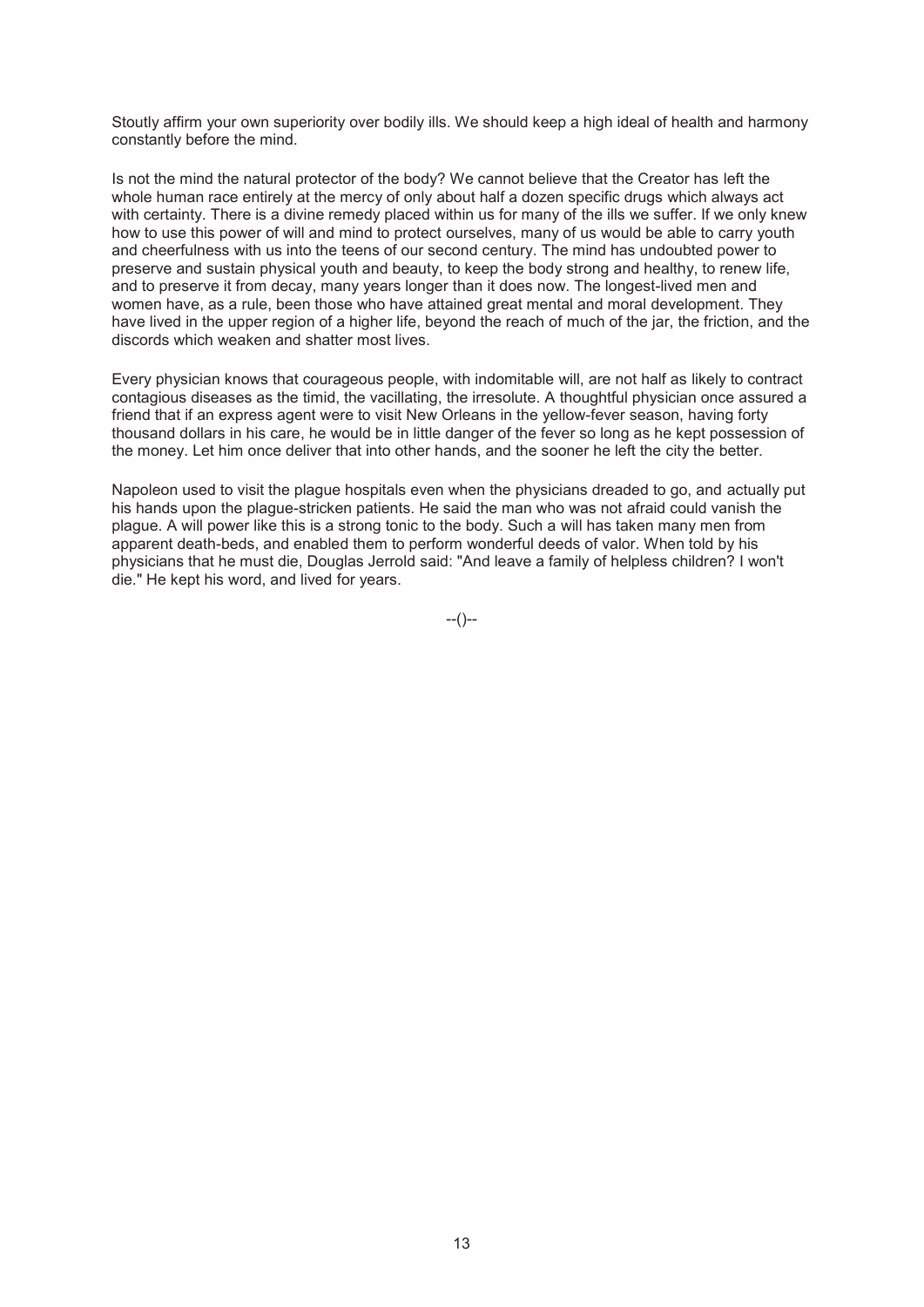Stoutly affirm your own superiority over bodily ills. We should keep a high ideal of health and harmony constantly before the mind.

Is not the mind the natural protector of the body? We cannot believe that the Creator has left the whole human race entirely at the mercy of only about half a dozen specific drugs which always act with certainty. There is a divine remedy placed within us for many of the ills we suffer. If we only knew how to use this power of will and mind to protect ourselves, many of us would be able to carry youth and cheerfulness with us into the teens of our second century. The mind has undoubted power to preserve and sustain physical youth and beauty, to keep the body strong and healthy, to renew life, and to preserve it from decay, many years longer than it does now. The longest-lived men and women have, as a rule, been those who have attained great mental and moral development. They have lived in the upper region of a higher life, beyond the reach of much of the jar, the friction, and the discords which weaken and shatter most lives.

Every physician knows that courageous people, with indomitable will, are not half as likely to contract contagious diseases as the timid, the vacillating, the irresolute. A thoughtful physician once assured a friend that if an express agent were to visit New Orleans in the yellow-fever season, having forty thousand dollars in his care, he would be in little danger of the fever so long as he kept possession of the money. Let him once deliver that into other hands, and the sooner he left the city the better.

Napoleon used to visit the plague hospitals even when the physicians dreaded to go, and actually put his hands upon the plague-stricken patients. He said the man who was not afraid could vanish the plague. A will power like this is a strong tonic to the body. Such a will has taken many men from apparent death-beds, and enabled them to perform wonderful deeds of valor. When told by his physicians that he must die, Douglas Jerrold said: "And leave a family of helpless children? I won't die." He kept his word, and lived for years.

--()--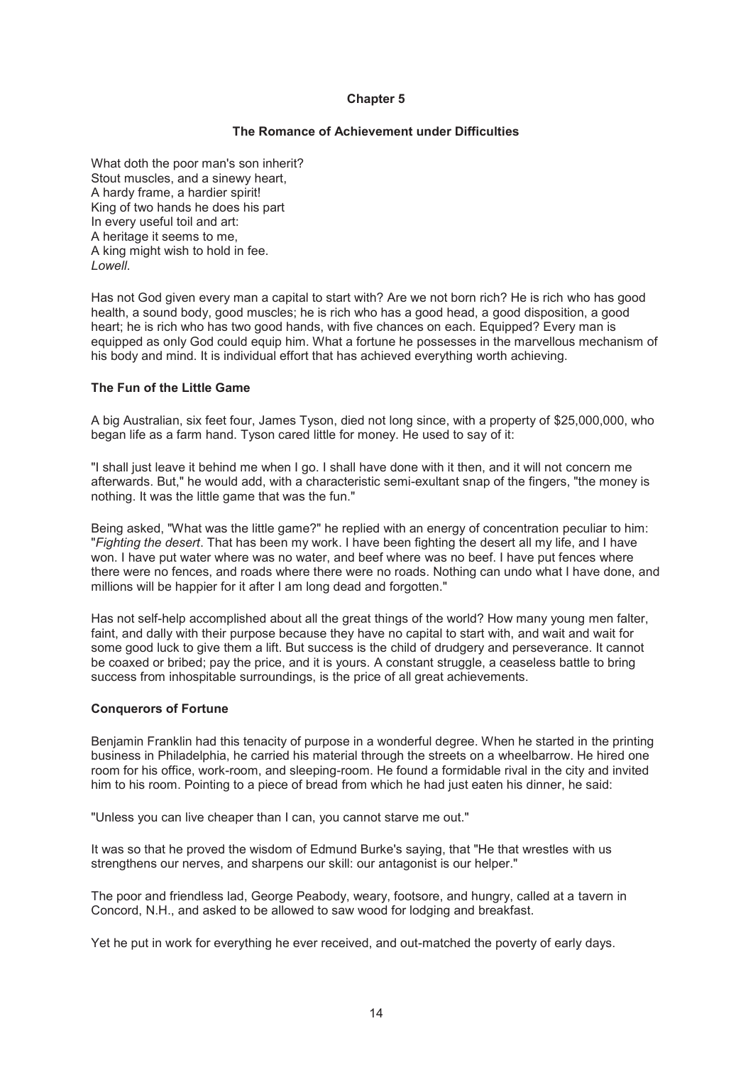## Chapter 5

### The Romance of Achievement under Difficulties

What doth the poor man's son inherit?  
Stout muscles, and a sinewy heart,  
A hardy frame, a hardier spirit!  
King of two hands he does his part  
In every useful toil and art:  
A heritage it seems to me,  
A king might wish to hold in fee.  
*Lowell*.

Has not God given every man a capital to start with? Are we not born rich? He is rich who has good health, a sound body, good muscles; he is rich who has a good head, a good disposition, a good heart; he is rich who has two good hands, with five chances on each. Equipped? Every man is equipped as only God could equip him. What a fortune he possesses in the marvellous mechanism of his body and mind. It is individual effort that has achieved everything worth achieving.

**The Fun of the Little Game**

A big Australian, six feet four, James Tyson, died not long since, with a property of $25,000,000, who began life as a farm hand. Tyson cared little for money. He used to say of it:

"I shall just leave it behind me when I go. I shall have done with it then, and it will not concern me afterwards. But," he would add, with a characteristic semi-exultant snap of the fingers, "the money is nothing. It was the little game that was the fun."

Being asked, "What was the little game?" he replied with an energy of concentration peculiar to him: "*Fighting the desert*. That has been my work. I have been fighting the desert all my life, and I have won. I have put water where was no water, and beef where was no beef. I have put fences where there were no fences, and roads where there were no roads. Nothing can undo what I have done, and millions will be happier for it after I am long dead and forgotten."

Has not self-help accomplished about all the great things of the world? How many young men falter, faint, and dally with their purpose because they have no capital to start with, and wait and wait for some good luck to give them a lift. But success is the child of drudgery and perseverance. It cannot be coaxed or bribed; pay the price, and it is yours. A constant struggle, a ceaseless battle to bring success from inhospitable surroundings, is the price of all great achievements.

**Conquerors of Fortune**

Benjamin Franklin had this tenacity of purpose in a wonderful degree. When he started in the printing business in Philadelphia, he carried his material through the streets on a wheelbarrow. He hired one room for his office, work-room, and sleeping-room. He found a formidable rival in the city and invited him to his room. Pointing to a piece of bread from which he had just eaten his dinner, he said:

"Unless you can live cheaper than I can, you cannot starve me out."

It was so that he proved the wisdom of Edmund Burke's saying, that "He that wrestles with us strengthens our nerves, and sharpens our skill: our antagonist is our helper."

The poor and friendless lad, George Peabody, weary, footsore, and hungry, called at a tavern in Concord, N.H., and asked to be allowed to saw wood for lodging and breakfast.

Yet he put in work for everything he ever received, and out-matched the poverty of early days.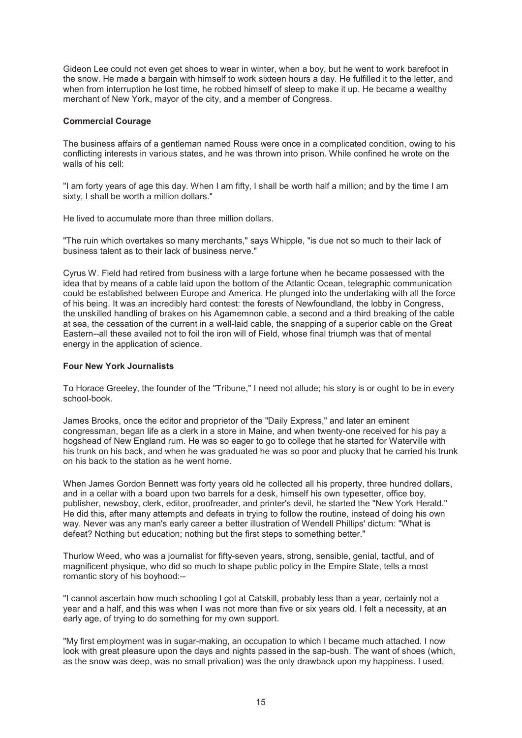Gideon Lee could not even get shoes to wear in winter, when a boy, but he went to work barefoot in the snow. He made a bargain with himself to work sixteen hours a day. He fulfilled it to the letter, and when from interruption he lost time, he robbed himself of sleep to make it up. He became a wealthy merchant of New York, mayor of the city, and a member of Congress.

### Commercial Courage

The business affairs of a gentleman named Rouss were once in a complicated condition, owing to his conflicting interests in various states, and he was thrown into prison. While confined he wrote on the walls of his cell:

"I am forty years of age this day. When I am fifty, I shall be worth half a million; and by the time I am sixty, I shall be worth a million dollars."

He lived to accumulate more than three million dollars.

"The ruin which overtakes so many merchants," says Whipple, "is due not so much to their lack of business talent as to their lack of business nerve."

Cyrus W. Field had retired from business with a large fortune when he became possessed with the idea that by means of a cable laid upon the bottom of the Atlantic Ocean, telegraphic communication could be established between Europe and America. He plunged into the undertaking with all the force of his being. It was an incredibly hard contest: the forests of Newfoundland, the lobby in Congress, the unskilled handling of brakes on his Agamemnon cable, a second and a third breaking of the cable at sea, the cessation of the current in a well-laid cable, the snapping of a superior cable on the Great Eastern--all these availed not to foil the iron will of Field, whose final triumph was that of mental energy in the application of science.

### Four New York Journalists

To Horace Greeley, the founder of the "Tribune," I need not allude; his story is or ought to be in every school-book.

James Brooks, once the editor and proprietor of the "Daily Express," and later an eminent congressman, began life as a clerk in a store in Maine, and when twenty-one received for his pay a hogshead of New England rum. He was so eager to go to college that he started for Waterville with his trunk on his back, and when he was graduated he was so poor and plucky that he carried his trunk on his back to the station as he went home.

When James Gordon Bennett was forty years old he collected all his property, three hundred dollars, and in a cellar with a board upon two barrels for a desk, himself his own typesetter, office boy, publisher, newsboy, clerk, editor, proofreader, and printer's devil, he started the "New York Herald." He did this, after many attempts and defeats in trying to follow the routine, instead of doing his own way. Never was any man's early career a better illustration of Wendell Phillips' dictum: "What is defeat? Nothing but education; nothing but the first steps to something better."

Thurlow Weed, who was a journalist for fifty-seven years, strong, sensible, genial, tactful, and of magnificent physique, who did so much to shape public policy in the Empire State, tells a most romantic story of his boyhood:--

"I cannot ascertain how much schooling I got at Catskill, probably less than a year, certainly not a year and a half, and this was when I was not more than five or six years old. I felt a necessity, at an early age, of trying to do something for my own support.

"My first employment was in sugar-making, an occupation to which I became much attached. I now look with great pleasure upon the days and nights passed in the sap-bush. The want of shoes (which, as the snow was deep, was no small privation) was the only drawback upon my happiness. I used,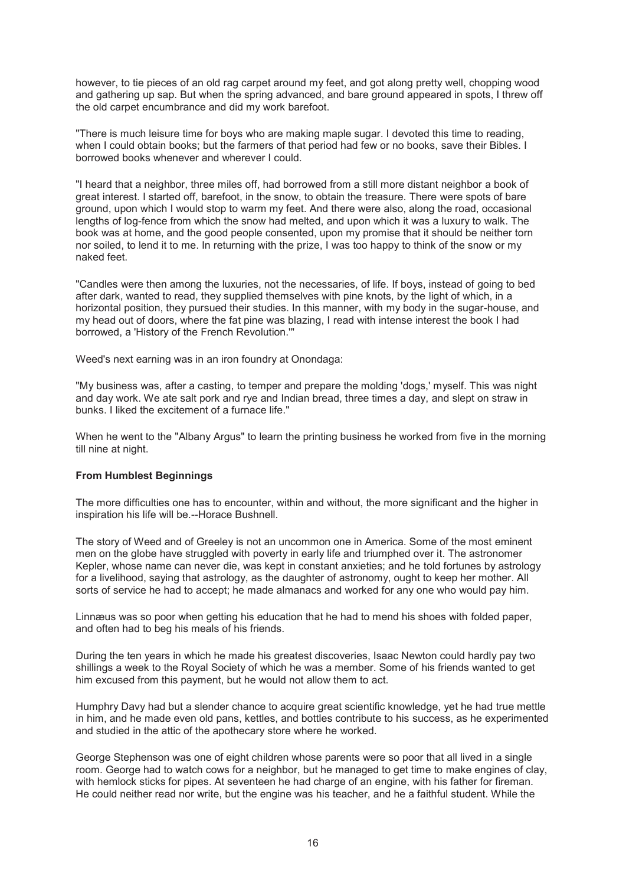however, to tie pieces of an old rag carpet around my feet, and got along pretty well, chopping wood and gathering up sap. But when the spring advanced, and bare ground appeared in spots, I threw off the old carpet encumbrance and did my work barefoot.

"There is much leisure time for boys who are making maple sugar. I devoted this time to reading, when I could obtain books; but the farmers of that period had few or no books, save their Bibles. I borrowed books whenever and wherever I could.

"I heard that a neighbor, three miles off, had borrowed from a still more distant neighbor a book of great interest. I started off, barefoot, in the snow, to obtain the treasure. There were spots of bare ground, upon which I would stop to warm my feet. And there were also, along the road, occasional lengths of log-fence from which the snow had melted, and upon which it was a luxury to walk. The book was at home, and the good people consented, upon my promise that it should be neither torn nor soiled, to lend it to me. In returning with the prize, I was too happy to think of the snow or my naked feet.

"Candles were then among the luxuries, not the necessaries, of life. If boys, instead of going to bed after dark, wanted to read, they supplied themselves with pine knots, by the light of which, in a horizontal position, they pursued their studies. In this manner, with my body in the sugar-house, and my head out of doors, where the fat pine was blazing, I read with intense interest the book I had borrowed, a 'History of the French Revolution.'"

Weed's next earning was in an iron foundry at Onondaga:

"My business was, after a casting, to temper and prepare the molding 'dogs,' myself. This was night and day work. We ate salt pork and rye and Indian bread, three times a day, and slept on straw in bunks. I liked the excitement of a furnace life."

When he went to the "Albany Argus" to learn the printing business he worked from five in the morning till nine at night.

**From Humblest Beginnings**

The more difficulties one has to encounter, within and without, the more significant and the higher in inspiration his life will be.--Horace Bushnell.

The story of Weed and of Greeley is not an uncommon one in America. Some of the most eminent men on the globe have struggled with poverty in early life and triumphed over it. The astronomer Kepler, whose name can never die, was kept in constant anxieties; and he told fortunes by astrology for a livelihood, saying that astrology, as the daughter of astronomy, ought to keep her mother. All sorts of service he had to accept; he made almanacs and worked for any one who would pay him.

Linnæus was so poor when getting his education that he had to mend his shoes with folded paper, and often had to beg his meals of his friends.

During the ten years in which he made his greatest discoveries, Isaac Newton could hardly pay two shillings a week to the Royal Society of which he was a member. Some of his friends wanted to get him excused from this payment, but he would not allow them to act.

Humphry Davy had but a slender chance to acquire great scientific knowledge, yet he had true mettle in him, and he made even old pans, kettles, and bottles contribute to his success, as he experimented and studied in the attic of the apothecary store where he worked.

George Stephenson was one of eight children whose parents were so poor that all lived in a single room. George had to watch cows for a neighbor, but he managed to get time to make engines of clay, with hemlock sticks for pipes. At seventeen he had charge of an engine, with his father for fireman. He could neither read nor write, but the engine was his teacher, and he a faithful student. While the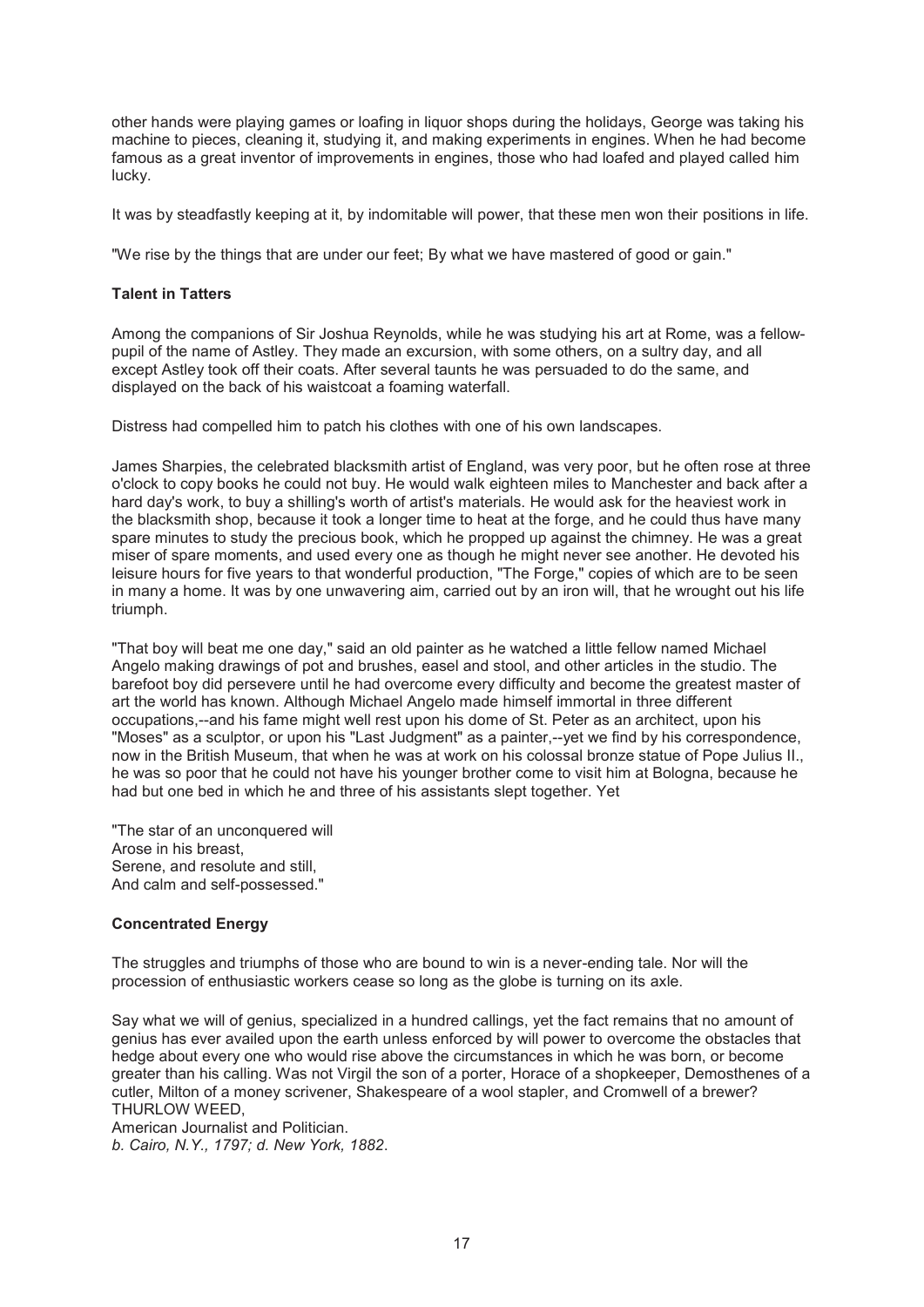other hands were playing games or loafing in liquor shops during the holidays, George was taking his machine to pieces, cleaning it, studying it, and making experiments in engines. When he had become famous as a great inventor of improvements in engines, those who had loafed and played called him lucky.

It was by steadfastly keeping at it, by indomitable will power, that these men won their positions in life.

"We rise by the things that are under our feet; By what we have mastered of good or gain."

**Talent in Tatters**

Among the companions of Sir Joshua Reynolds, while he was studying his art at Rome, was a fellow-pupil of the name of Astley. They made an excursion, with some others, on a sultry day, and all except Astley took off their coats. After several taunts he was persuaded to do the same, and displayed on the back of his waistcoat a foaming waterfall.

Distress had compelled him to patch his clothes with one of his own landscapes.

James Sharpies, the celebrated blacksmith artist of England, was very poor, but he often rose at three o'clock to copy books he could not buy. He would walk eighteen miles to Manchester and back after a hard day's work, to buy a shilling's worth of artist's materials. He would ask for the heaviest work in the blacksmith shop, because it took a longer time to heat at the forge, and he could thus have many spare minutes to study the precious book, which he propped up against the chimney. He was a great miser of spare moments, and used every one as though he might never see another. He devoted his leisure hours for five years to that wonderful production, "The Forge," copies of which are to be seen in many a home. It was by one unwavering aim, carried out by an iron will, that he wrought out his life triumph.

"That boy will beat me one day," said an old painter as he watched a little fellow named Michael Angelo making drawings of pot and brushes, easel and stool, and other articles in the studio. The barefoot boy did persevere until he had overcome every difficulty and become the greatest master of art the world has known. Although Michael Angelo made himself immortal in three different occupations,--and his fame might well rest upon his dome of St. Peter as an architect, upon his "Moses" as a sculptor, or upon his "Last Judgment" as a painter,--yet we find by his correspondence, now in the British Museum, that when he was at work on his colossal bronze statue of Pope Julius II., he was so poor that he could not have his younger brother come to visit him at Bologna, because he had but one bed in which he and three of his assistants slept together. Yet

"The star of an unconquered will
Arose in his breast,
Serene, and resolute and still,
And calm and self-possessed."

**Concentrated Energy**

The struggles and triumphs of those who are bound to win is a never-ending tale. Nor will the procession of enthusiastic workers cease so long as the globe is turning on its axle.

Say what we will of genius, specialized in a hundred callings, yet the fact remains that no amount of genius has ever availed upon the earth unless enforced by will power to overcome the obstacles that hedge about every one who would rise above the circumstances in which he was born, or become greater than his calling. Was not Virgil the son of a porter, Horace of a shopkeeper, Demosthenes of a cutler, Milton of a money scrivener, Shakespeare of a wool stapler, and Cromwell of a brewer?

THURLOW WEED,
American Journalist and Politician.
*b. Cairo, N.Y., 1797; d. New York, 1882*.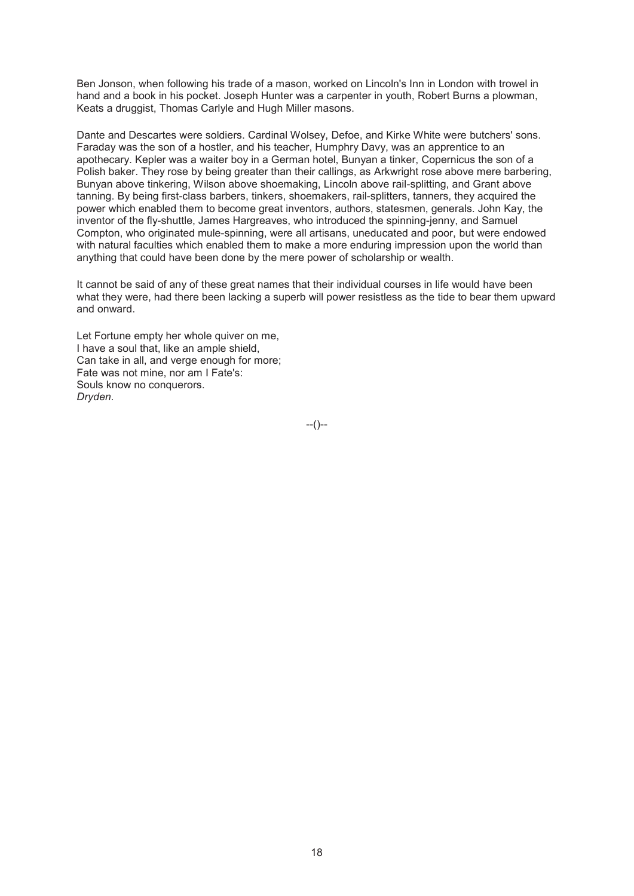Ben Jonson, when following his trade of a mason, worked on Lincoln's Inn in London with trowel in hand and a book in his pocket. Joseph Hunter was a carpenter in youth, Robert Burns a plowman, Keats a druggist, Thomas Carlyle and Hugh Miller masons.

Dante and Descartes were soldiers. Cardinal Wolsey, Defoe, and Kirke White were butchers' sons. Faraday was the son of a hostler, and his teacher, Humphry Davy, was an apprentice to an apothecary. Kepler was a waiter boy in a German hotel, Bunyan a tinker, Copernicus the son of a Polish baker. They rose by being greater than their callings, as Arkwright rose above mere barbering, Bunyan above tinkering, Wilson above shoemaking, Lincoln above rail-splitting, and Grant above tanning. By being first-class barbers, tinkers, shoemakers, rail-splitters, tanners, they acquired the power which enabled them to become great inventors, authors, statesmen, generals. John Kay, the inventor of the fly-shuttle, James Hargreaves, who introduced the spinning-jenny, and Samuel Compton, who originated mule-spinning, were all artisans, uneducated and poor, but were endowed with natural faculties which enabled them to make a more enduring impression upon the world than anything that could have been done by the mere power of scholarship or wealth.

It cannot be said of any of these great names that their individual courses in life would have been what they were, had there been lacking a superb will power resistless as the tide to bear them upward and onward.

Let Fortune empty her whole quiver on me,  
I have a soul that, like an ample shield,  
Can take in all, and verge enough for more;  
Fate was not mine, nor am I Fate's:  
Souls know no conquerors.  
*Dryden*.

--()--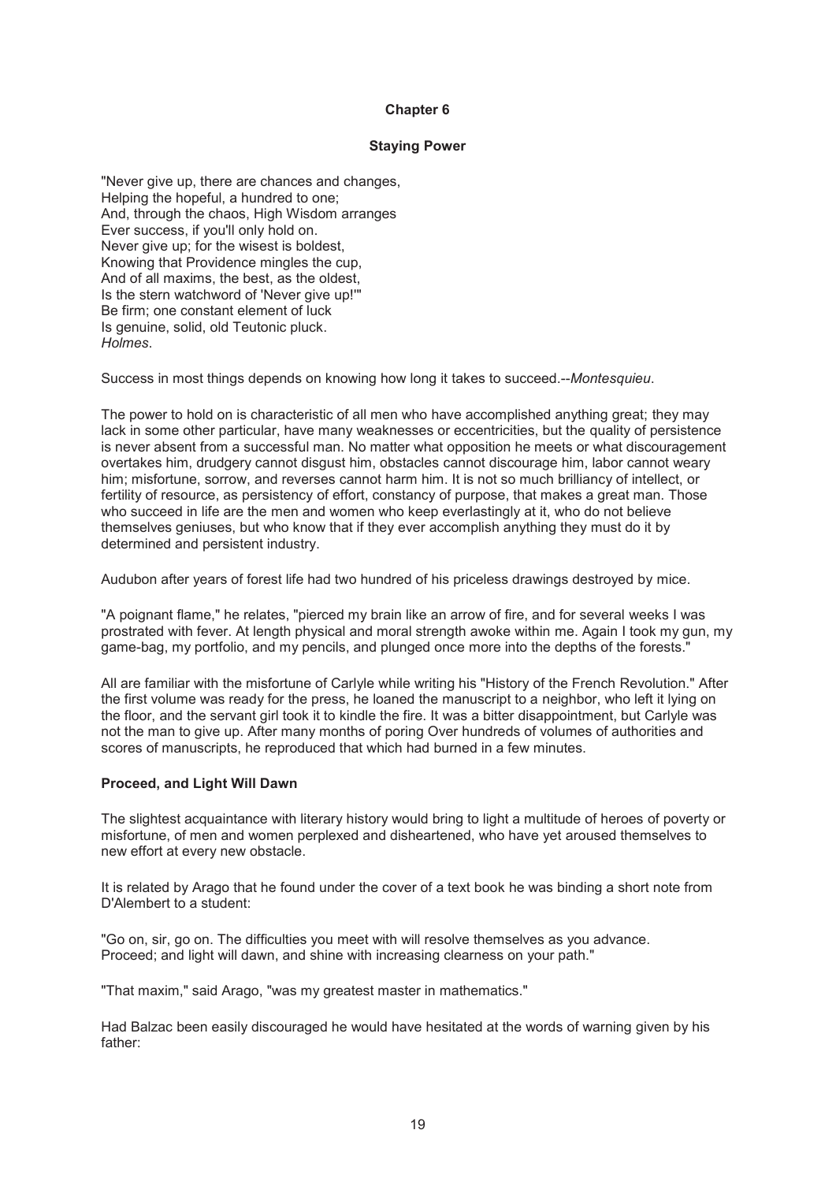## Chapter 6

### Staying Power

"Never give up, there are chances and changes,
Helping the hopeful, a hundred to one;
And, through the chaos, High Wisdom arranges
Ever success, if you'll only hold on.
Never give up; for the wisest is boldest,
Knowing that Providence mingles the cup,
And of all maxims, the best, as the oldest,
Is the stern watchword of 'Never give up!'"
Be firm; one constant element of luck
Is genuine, solid, old Teutonic pluck.
*Holmes*.

Success in most things depends on knowing how long it takes to succeed.--*Montesquieu*.

The power to hold on is characteristic of all men who have accomplished anything great; they may lack in some other particular, have many weaknesses or eccentricities, but the quality of persistence is never absent from a successful man. No matter what opposition he meets or what discouragement overtakes him, drudgery cannot disgust him, obstacles cannot discourage him, labor cannot weary him; misfortune, sorrow, and reverses cannot harm him. It is not so much brilliancy of intellect, or fertility of resource, as persistency of effort, constancy of purpose, that makes a great man. Those who succeed in life are the men and women who keep everlastingly at it, who do not believe themselves geniuses, but who know that if they ever accomplish anything they must do it by determined and persistent industry.

Audubon after years of forest life had two hundred of his priceless drawings destroyed by mice.

"A poignant flame," he relates, "pierced my brain like an arrow of fire, and for several weeks I was prostrated with fever. At length physical and moral strength awoke within me. Again I took my gun, my game-bag, my portfolio, and my pencils, and plunged once more into the depths of the forests."

All are familiar with the misfortune of Carlyle while writing his "History of the French Revolution." After the first volume was ready for the press, he loaned the manuscript to a neighbor, who left it lying on the floor, and the servant girl took it to kindle the fire. It was a bitter disappointment, but Carlyle was not the man to give up. After many months of poring Over hundreds of volumes of authorities and scores of manuscripts, he reproduced that which had burned in a few minutes.

### Proceed, and Light Will Dawn

The slightest acquaintance with literary history would bring to light a multitude of heroes of poverty or misfortune, of men and women perplexed and disheartened, who have yet aroused themselves to new effort at every new obstacle.

It is related by Arago that he found under the cover of a text book he was binding a short note from D'Alembert to a student:

"Go on, sir, go on. The difficulties you meet with will resolve themselves as you advance. Proceed; and light will dawn, and shine with increasing clearness on your path."

"That maxim," said Arago, "was my greatest master in mathematics."

Had Balzac been easily discouraged he would have hesitated at the words of warning given by his father: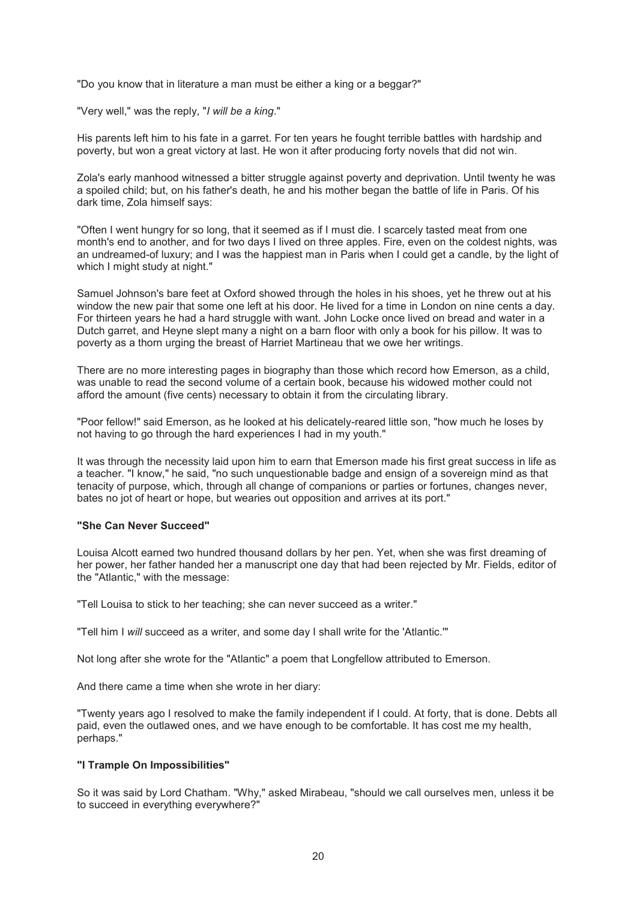"Do you know that in literature a man must be either a king or a beggar?"

"Very well," was the reply, "*I will be a king*."

His parents left him to his fate in a garret. For ten years he fought terrible battles with hardship and poverty, but won a great victory at last. He won it after producing forty novels that did not win.

Zola's early manhood witnessed a bitter struggle against poverty and deprivation. Until twenty he was a spoiled child; but, on his father's death, he and his mother began the battle of life in Paris. Of his dark time, Zola himself says:

"Often I went hungry for so long, that it seemed as if I must die. I scarcely tasted meat from one month's end to another, and for two days I lived on three apples. Fire, even on the coldest nights, was an undreamed-of luxury; and I was the happiest man in Paris when I could get a candle, by the light of which I might study at night."

Samuel Johnson's bare feet at Oxford showed through the holes in his shoes, yet he threw out at his window the new pair that some one left at his door. He lived for a time in London on nine cents a day. For thirteen years he had a hard struggle with want. John Locke once lived on bread and water in a Dutch garret, and Heyne slept many a night on a barn floor with only a book for his pillow. It was to poverty as a thorn urging the breast of Harriet Martineau that we owe her writings.

There are no more interesting pages in biography than those which record how Emerson, as a child, was unable to read the second volume of a certain book, because his widowed mother could not afford the amount (five cents) necessary to obtain it from the circulating library.

"Poor fellow!" said Emerson, as he looked at his delicately-reared little son, "how much he loses by not having to go through the hard experiences I had in my youth."

It was through the necessity laid upon him to earn that Emerson made his first great success in life as a teacher. "I know," he said, "no such unquestionable badge and ensign of a sovereign mind as that tenacity of purpose, which, through all change of companions or parties or fortunes, changes never, bates no jot of heart or hope, but wearies out opposition and arrives at its port."

#### "She Can Never Succeed"

Louisa Alcott earned two hundred thousand dollars by her pen. Yet, when she was first dreaming of her power, her father handed her a manuscript one day that had been rejected by Mr. Fields, editor of the "Atlantic," with the message:

"Tell Louisa to stick to her teaching; she can never succeed as a writer."

"Tell him I *will* succeed as a writer, and some day I shall write for the 'Atlantic.'"

Not long after she wrote for the "Atlantic" a poem that Longfellow attributed to Emerson.

And there came a time when she wrote in her diary:

"Twenty years ago I resolved to make the family independent if I could. At forty, that is done. Debts all paid, even the outlawed ones, and we have enough to be comfortable. It has cost me my health, perhaps."

#### "I Trample On Impossibilities"

So it was said by Lord Chatham. "Why," asked Mirabeau, "should we call ourselves men, unless it be to succeed in everything everywhere?"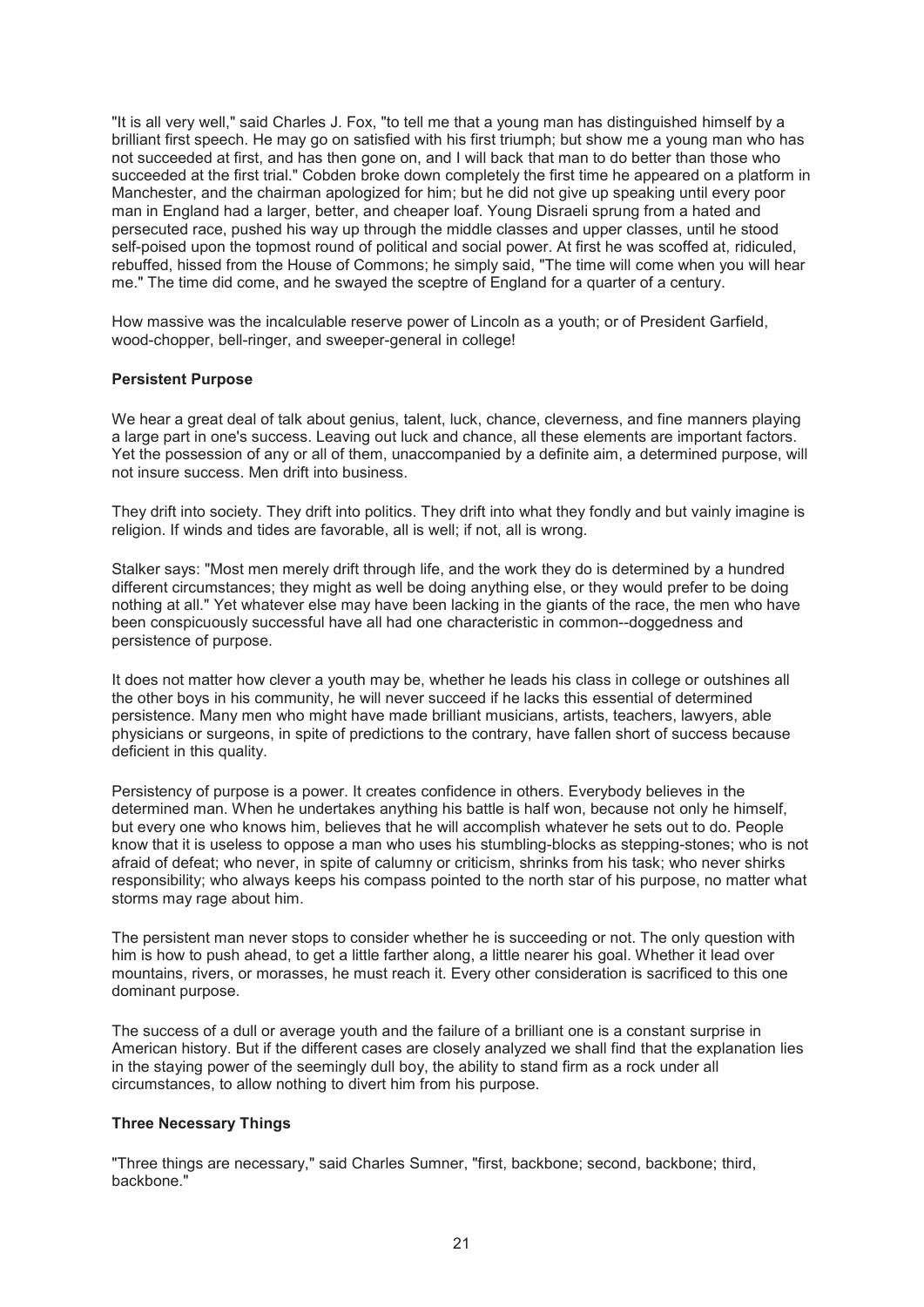"It is all very well," said Charles J. Fox, "to tell me that a young man has distinguished himself by a brilliant first speech. He may go on satisfied with his first triumph; but show me a young man who has not succeeded at first, and has then gone on, and I will back that man to do better than those who succeeded at the first trial." Cobden broke down completely the first time he appeared on a platform in Manchester, and the chairman apologized for him; but he did not give up speaking until every poor man in England had a larger, better, and cheaper loaf. Young Disraeli sprung from a hated and persecuted race, pushed his way up through the middle classes and upper classes, until he stood self-poised upon the topmost round of political and social power. At first he was scoffed at, ridiculed, rebuffed, hissed from the House of Commons; he simply said, "The time will come when you will hear me." The time did come, and he swayed the sceptre of England for a quarter of a century.

How massive was the incalculable reserve power of Lincoln as a youth; or of President Garfield, wood-chopper, bell-ringer, and sweeper-general in college!

### Persistent Purpose

We hear a great deal of talk about genius, talent, luck, chance, cleverness, and fine manners playing a large part in one's success. Leaving out luck and chance, all these elements are important factors. Yet the possession of any or all of them, unaccompanied by a definite aim, a determined purpose, will not insure success. Men drift into business.

They drift into society. They drift into politics. They drift into what they fondly and but vainly imagine is religion. If winds and tides are favorable, all is well; if not, all is wrong.

Stalker says: "Most men merely drift through life, and the work they do is determined by a hundred different circumstances; they might as well be doing anything else, or they would prefer to be doing nothing at all." Yet whatever else may have been lacking in the giants of the race, the men who have been conspicuously successful have all had one characteristic in common--doggedness and persistence of purpose.

It does not matter how clever a youth may be, whether he leads his class in college or outshines all the other boys in his community, he will never succeed if he lacks this essential of determined persistence. Many men who might have made brilliant musicians, artists, teachers, lawyers, able physicians or surgeons, in spite of predictions to the contrary, have fallen short of success because deficient in this quality.

Persistency of purpose is a power. It creates confidence in others. Everybody believes in the determined man. When he undertakes anything his battle is half won, because not only he himself, but every one who knows him, believes that he will accomplish whatever he sets out to do. People know that it is useless to oppose a man who uses his stumbling-blocks as stepping-stones; who is not afraid of defeat; who never, in spite of calumny or criticism, shrinks from his task; who never shirks responsibility; who always keeps his compass pointed to the north star of his purpose, no matter what storms may rage about him.

The persistent man never stops to consider whether he is succeeding or not. The only question with him is how to push ahead, to get a little farther along, a little nearer his goal. Whether it lead over mountains, rivers, or morasses, he must reach it. Every other consideration is sacrificed to this one dominant purpose.

The success of a dull or average youth and the failure of a brilliant one is a constant surprise in American history. But if the different cases are closely analyzed we shall find that the explanation lies in the staying power of the seemingly dull boy, the ability to stand firm as a rock under all circumstances, to allow nothing to divert him from his purpose.

### Three Necessary Things

"Three things are necessary," said Charles Sumner, "first, backbone; second, backbone; third, backbone."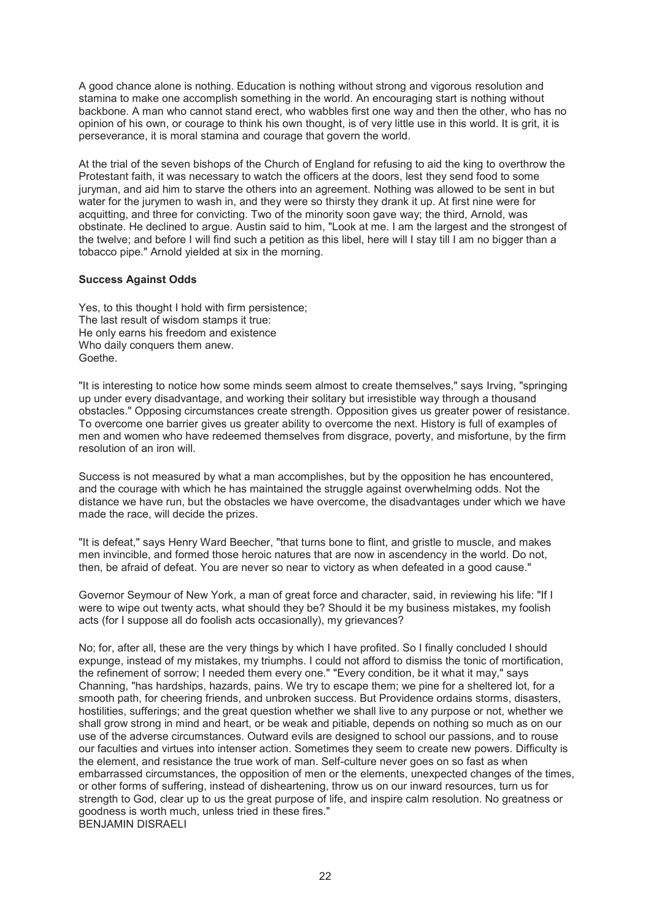A good chance alone is nothing. Education is nothing without strong and vigorous resolution and stamina to make one accomplish something in the world. An encouraging start is nothing without backbone. A man who cannot stand erect, who wabbles first one way and then the other, who has no opinion of his own, or courage to think his own thought, is of very little use in this world. It is grit, it is perseverance, it is moral stamina and courage that govern the world.

At the trial of the seven bishops of the Church of England for refusing to aid the king to overthrow the Protestant faith, it was necessary to watch the officers at the doors, lest they send food to some juryman, and aid him to starve the others into an agreement. Nothing was allowed to be sent in but water for the jurymen to wash in, and they were so thirsty they drank it up. At first nine were for acquitting, and three for convicting. Two of the minority soon gave way; the third, Arnold, was obstinate. He declined to argue. Austin said to him, "Look at me. I am the largest and the strongest of the twelve; and before I will find such a petition as this libel, here will I stay till I am no bigger than a tobacco pipe." Arnold yielded at six in the morning.

**Success Against Odds**

Yes, to this thought I hold with firm persistence;
The last result of wisdom stamps it true:
He only earns his freedom and existence
Who daily conquers them anew.
Goethe.

"It is interesting to notice how some minds seem almost to create themselves," says Irving, "springing up under every disadvantage, and working their solitary but irresistible way through a thousand obstacles." Opposing circumstances create strength. Opposition gives us greater power of resistance. To overcome one barrier gives us greater ability to overcome the next. History is full of examples of men and women who have redeemed themselves from disgrace, poverty, and misfortune, by the firm resolution of an iron will.

Success is not measured by what a man accomplishes, but by the opposition he has encountered, and the courage with which he has maintained the struggle against overwhelming odds. Not the distance we have run, but the obstacles we have overcome, the disadvantages under which we have made the race, will decide the prizes.

"It is defeat," says Henry Ward Beecher, "that turns bone to flint, and gristle to muscle, and makes men invincible, and formed those heroic natures that are now in ascendency in the world. Do not, then, be afraid of defeat. You are never so near to victory as when defeated in a good cause."

Governor Seymour of New York, a man of great force and character, said, in reviewing his life: "If I were to wipe out twenty acts, what should they be? Should it be my business mistakes, my foolish acts (for I suppose all do foolish acts occasionally), my grievances?

No; for, after all, these are the very things by which I have profited. So I finally concluded I should expunge, instead of my mistakes, my triumphs. I could not afford to dismiss the tonic of mortification, the refinement of sorrow; I needed them every one." "Every condition, be it what it may," says Channing, "has hardships, hazards, pains. We try to escape them; we pine for a sheltered lot, for a smooth path, for cheering friends, and unbroken success. But Providence ordains storms, disasters, hostilities, sufferings; and the great question whether we shall live to any purpose or not, whether we shall grow strong in mind and heart, or be weak and pitiable, depends on nothing so much as on our use of the adverse circumstances. Outward evils are designed to school our passions, and to rouse our faculties and virtues into intenser action. Sometimes they seem to create new powers. Difficulty is the element, and resistance the true work of man. Self-culture never goes on so fast as when embarrassed circumstances, the opposition of men or the elements, unexpected changes of the times, or other forms of suffering, instead of disheartening, throw us on our inward resources, turn us for strength to God, clear up to us the great purpose of life, and inspire calm resolution. No greatness or goodness is worth much, unless tried in these fires."
BENJAMIN DISRAELI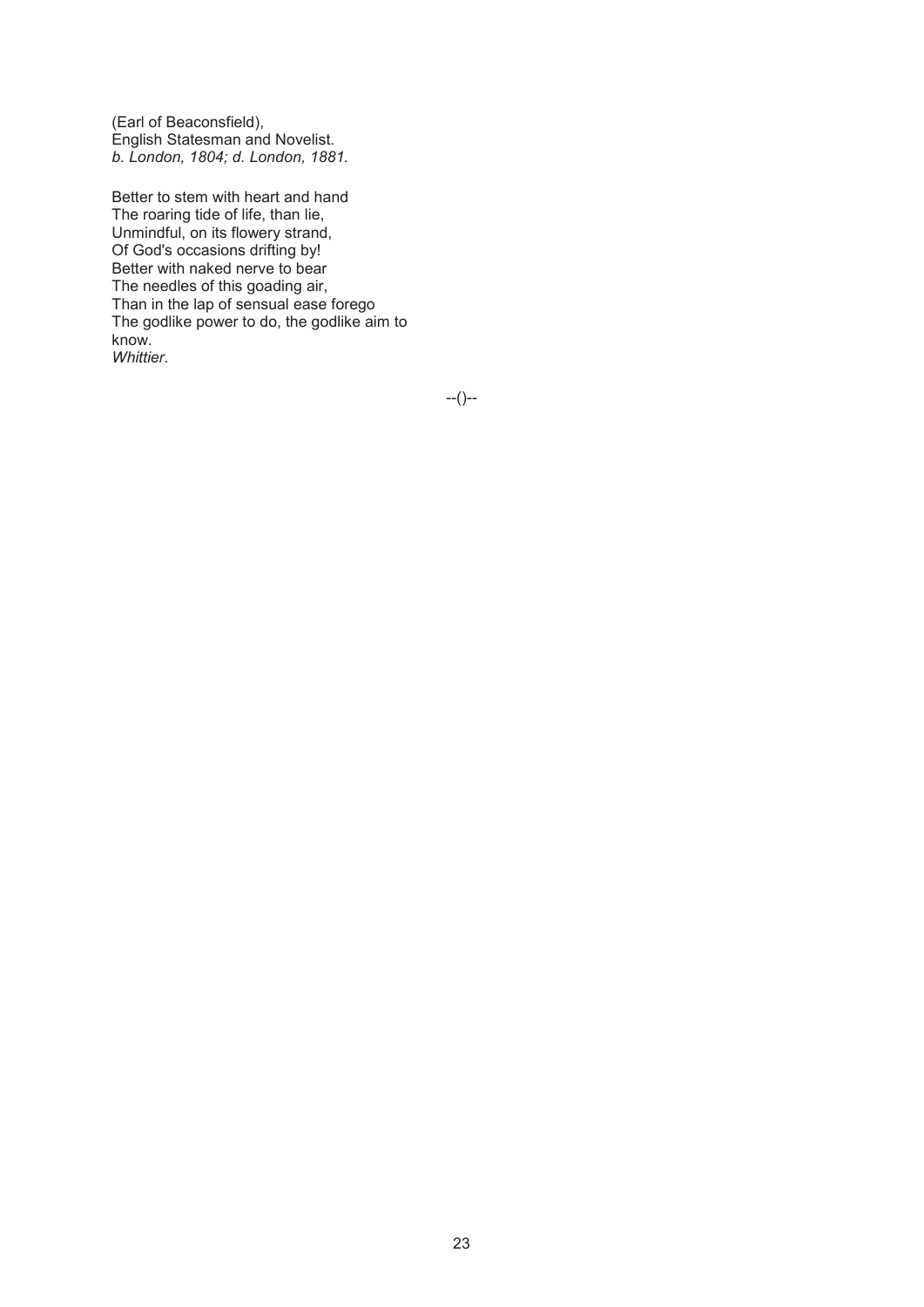(Earl of Beaconsfield),  
English Statesman and Novelist.  
*b. London, 1804; d. London, 1881.*

Better to stem with heart and hand  
The roaring tide of life, than lie,  
Unmindful, on its flowery strand,  
Of God's occasions drifting by!  
Better with naked nerve to bear  
The needles of this goading air,  
Than in the lap of sensual ease forego  
The godlike power to do, the godlike aim to know.  
*Whittier*.

--()--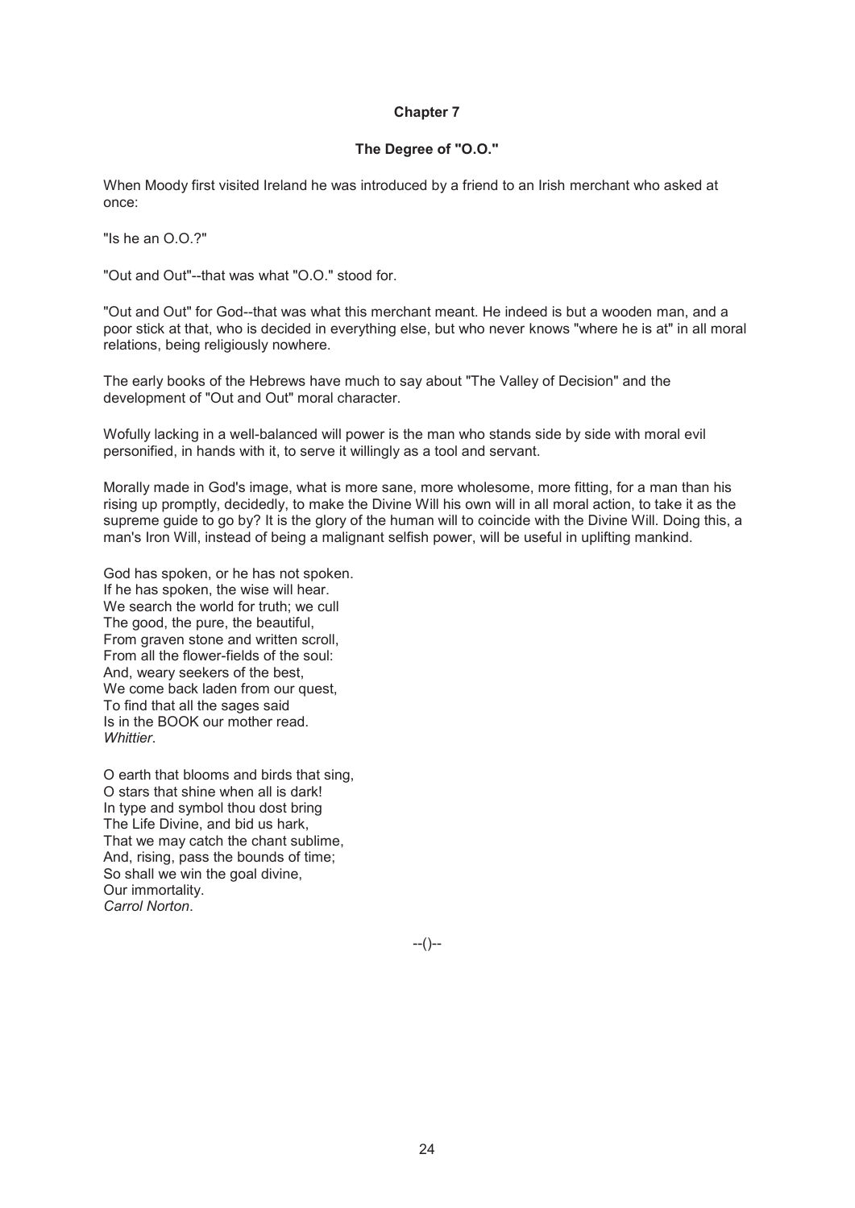## Chapter 7

### The Degree of "O.O."

When Moody first visited Ireland he was introduced by a friend to an Irish merchant who asked at once:

"Is he an O.O.?"

"Out and Out"--that was what "O.O." stood for.

"Out and Out" for God--that was what this merchant meant. He indeed is but a wooden man, and a poor stick at that, who is decided in everything else, but who never knows "where he is at" in all moral relations, being religiously nowhere.

The early books of the Hebrews have much to say about "The Valley of Decision" and the development of "Out and Out" moral character.

Wofully lacking in a well-balanced will power is the man who stands side by side with moral evil personified, in hands with it, to serve it willingly as a tool and servant.

Morally made in God's image, what is more sane, more wholesome, more fitting, for a man than his rising up promptly, decidedly, to make the Divine Will his own will in all moral action, to take it as the supreme guide to go by? It is the glory of the human will to coincide with the Divine Will. Doing this, a man's Iron Will, instead of being a malignant selfish power, will be useful in uplifting mankind.

God has spoken, or he has not spoken.  
If he has spoken, the wise will hear.  
We search the world for truth; we cull  
The good, the pure, the beautiful,  
From graven stone and written scroll,  
From all the flower-fields of the soul:  
And, weary seekers of the best,  
We come back laden from our quest,  
To find that all the sages said  
Is in the BOOK our mother read.  
*Whittier*.

O earth that blooms and birds that sing,  
O stars that shine when all is dark!  
In type and symbol thou dost bring  
The Life Divine, and bid us hark,  
That we may catch the chant sublime,  
And, rising, pass the bounds of time;  
So shall we win the goal divine,  
Our immortality.  
*Carrol Norton*.

--()--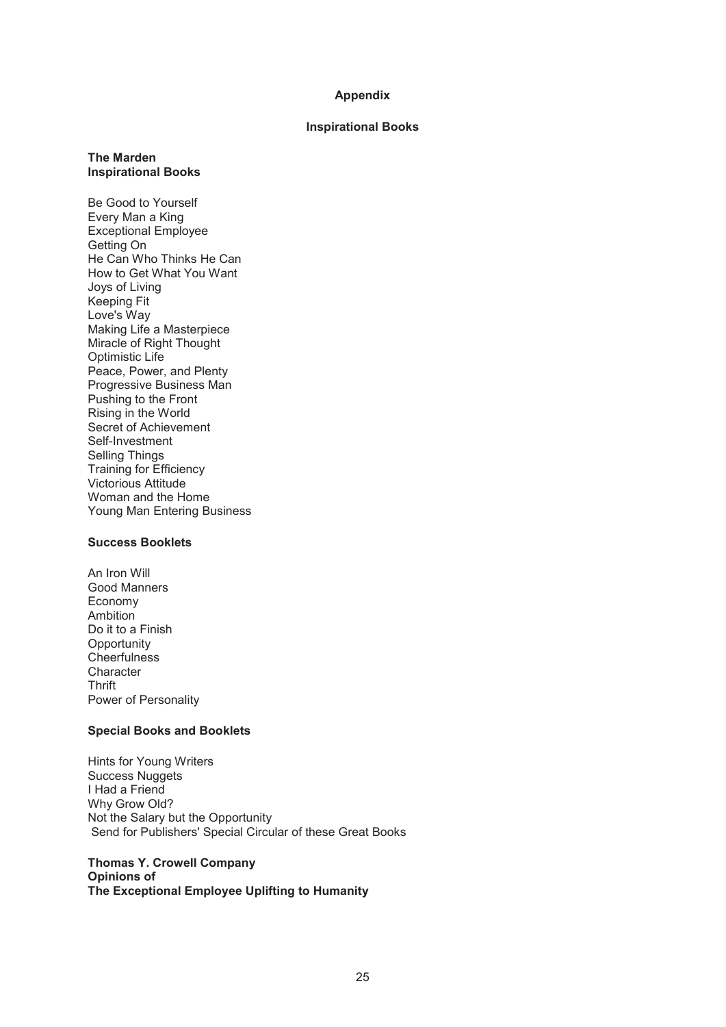## Appendix

### Inspirational Books

**The Marden Inspirational Books**

Be Good to Yourself
Every Man a King
Exceptional Employee
Getting On
He Can Who Thinks He Can
How to Get What You Want
Joys of Living
Keeping Fit
Love's Way
Making Life a Masterpiece
Miracle of Right Thought
Optimistic Life
Peace, Power, and Plenty
Progressive Business Man
Pushing to the Front
Rising in the World
Secret of Achievement
Self-Investment
Selling Things
Training for Efficiency
Victorious Attitude
Woman and the Home
Young Man Entering Business

**Success Booklets**

An Iron Will
Good Manners
Economy
Ambition
Do it to a Finish
Opportunity
Cheerfulness
Character
Thrift
Power of Personality

**Special Books and Booklets**

Hints for Young Writers
Success Nuggets
I Had a Friend
Why Grow Old?
Not the Salary but the Opportunity
Send for Publishers' Special Circular of these Great Books

**Thomas Y. Crowell Company**
**Opinions of**
**The Exceptional Employee Uplifting to Humanity**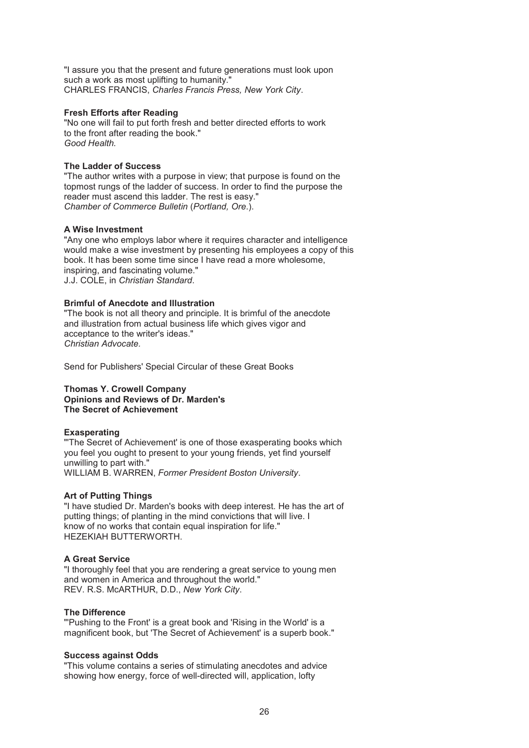"I assure you that the present and future generations must look upon such a work as most uplifting to humanity."
CHARLES FRANCIS, *Charles Francis Press, New York City*.

**Fresh Efforts after Reading**

"No one will fail to put forth fresh and better directed efforts to work to the front after reading the book."
*Good Health.*

**The Ladder of Success**

"The author writes with a purpose in view; that purpose is found on the topmost rungs of the ladder of success. In order to find the purpose the reader must ascend this ladder. The rest is easy."
*Chamber of Commerce Bulletin* (*Portland, Ore.*).

**A Wise Investment**

"Any one who employs labor where it requires character and intelligence would make a wise investment by presenting his employees a copy of this book. It has been some time since I have read a more wholesome, inspiring, and fascinating volume."
J.J. COLE, in *Christian Standard*.

**Brimful of Anecdote and Illustration**

"The book is not all theory and principle. It is brimful of the anecdote and illustration from actual business life which gives vigor and acceptance to the writer's ideas."
*Christian Advocate.*

Send for Publishers' Special Circular of these Great Books

**Thomas Y. Crowell Company**
**Opinions and Reviews of Dr. Marden's**
**The Secret of Achievement**

**Exasperating**

"'The Secret of Achievement' is one of those exasperating books which you feel you ought to present to your young friends, yet find yourself unwilling to part with."
WILLIAM B. WARREN, *Former President Boston University*.

**Art of Putting Things**

"I have studied Dr. Marden's books with deep interest. He has the art of putting things; of planting in the mind convictions that will live. I know of no works that contain equal inspiration for life."
HEZEKIAH BUTTERWORTH.

**A Great Service**

"I thoroughly feel that you are rendering a great service to young men and women in America and throughout the world."
REV. R.S. McARTHUR, D.D., *New York City*.

**The Difference**

"'Pushing to the Front' is a great book and 'Rising in the World' is a magnificent book, but 'The Secret of Achievement' is a superb book."

**Success against Odds**

"This volume contains a series of stimulating anecdotes and advice showing how energy, force of well-directed will, application, lofty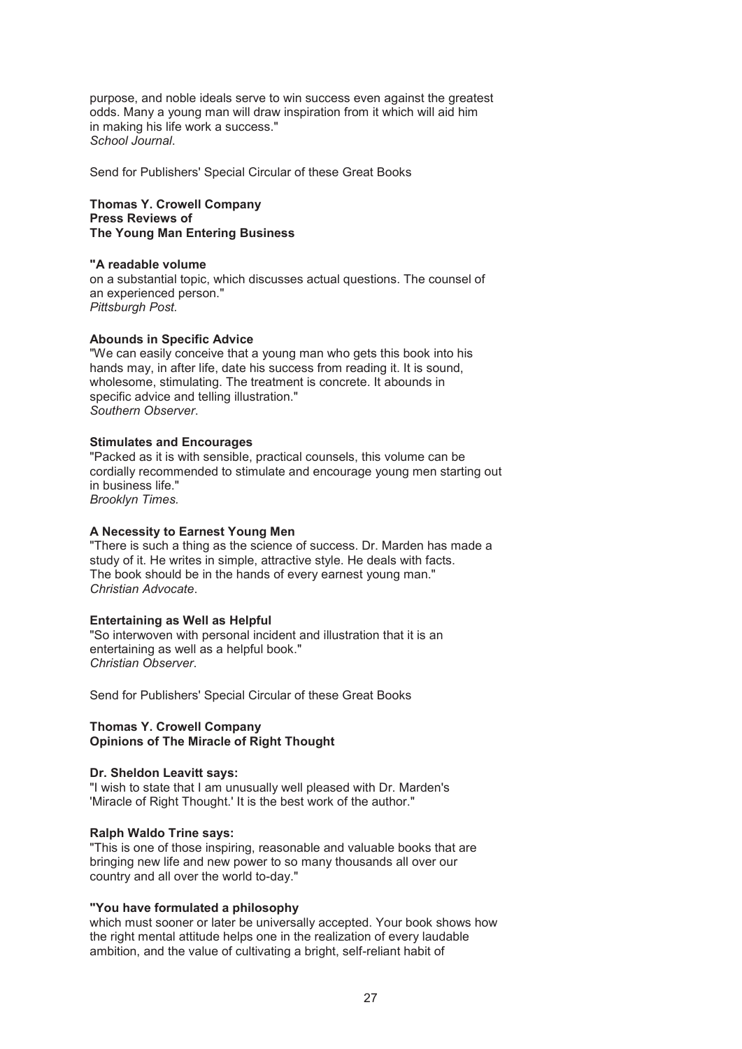purpose, and noble ideals serve to win success even against the greatest odds. Many a young man will draw inspiration from it which will aid him in making his life work a success."
*School Journal*.

Send for Publishers' Special Circular of these Great Books

**Thomas Y. Crowell Company**
**Press Reviews of**
**The Young Man Entering Business**

**"A readable volume**
on a substantial topic, which discusses actual questions. The counsel of an experienced person."
*Pittsburgh Post*.

**Abounds in Specific Advice**
"We can easily conceive that a young man who gets this book into his hands may, in after life, date his success from reading it. It is sound, wholesome, stimulating. The treatment is concrete. It abounds in specific advice and telling illustration."
*Southern Observer*.

**Stimulates and Encourages**
"Packed as it is with sensible, practical counsels, this volume can be cordially recommended to stimulate and encourage young men starting out in business life."
*Brooklyn Times.*

**A Necessity to Earnest Young Men**
"There is such a thing as the science of success. Dr. Marden has made a study of it. He writes in simple, attractive style. He deals with facts. The book should be in the hands of every earnest young man."
*Christian Advocate*.

**Entertaining as Well as Helpful**
"So interwoven with personal incident and illustration that it is an entertaining as well as a helpful book."
*Christian Observer*.

Send for Publishers' Special Circular of these Great Books

**Thomas Y. Crowell Company**
**Opinions of The Miracle of Right Thought**

**Dr. Sheldon Leavitt says:**
"I wish to state that I am unusually well pleased with Dr. Marden's 'Miracle of Right Thought.' It is the best work of the author."

**Ralph Waldo Trine says:**
"This is one of those inspiring, reasonable and valuable books that are bringing new life and new power to so many thousands all over our country and all over the world to-day."

**"You have formulated a philosophy**
which must sooner or later be universally accepted. Your book shows how the right mental attitude helps one in the realization of every laudable ambition, and the value of cultivating a bright, self-reliant habit of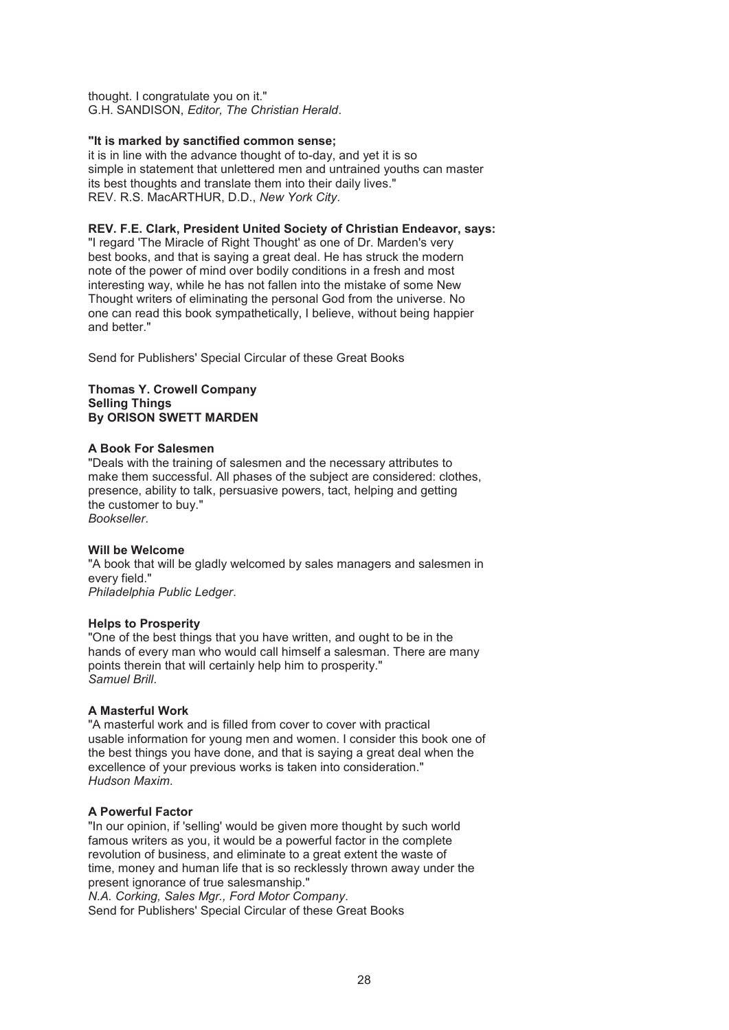thought. I congratulate you on it."
G.H. SANDISON, *Editor, The Christian Herald*.

**"It is marked by sanctified common sense;**
it is in line with the advance thought of to-day, and yet it is so simple in statement that unlettered men and untrained youths can master its best thoughts and translate them into their daily lives."
REV. R.S. MacARTHUR, D.D., *New York City*.

**REV. F.E. Clark, President United Society of Christian Endeavor, says:**
"I regard 'The Miracle of Right Thought' as one of Dr. Marden's very best books, and that is saying a great deal. He has struck the modern note of the power of mind over bodily conditions in a fresh and most interesting way, while he has not fallen into the mistake of some New Thought writers of eliminating the personal God from the universe. No one can read this book sympathetically, I believe, without being happier and better."

Send for Publishers' Special Circular of these Great Books

**Thomas Y. Crowell Company**
**Selling Things**
**By ORISON SWETT MARDEN**

**A Book For Salesmen**
"Deals with the training of salesmen and the necessary attributes to make them successful. All phases of the subject are considered: clothes, presence, ability to talk, persuasive powers, tact, helping and getting the customer to buy."
*Bookseller*.

**Will be Welcome**
"A book that will be gladly welcomed by sales managers and salesmen in every field."
*Philadelphia Public Ledger*.

**Helps to Prosperity**
"One of the best things that you have written, and ought to be in the hands of every man who would call himself a salesman. There are many points therein that will certainly help him to prosperity."
*Samuel Brill*.

**A Masterful Work**
"A masterful work and is filled from cover to cover with practical usable information for young men and women. I consider this book one of the best things you have done, and that is saying a great deal when the excellence of your previous works is taken into consideration."
*Hudson Maxim*.

**A Powerful Factor**
"In our opinion, if 'selling' would be given more thought by such world famous writers as you, it would be a powerful factor in the complete revolution of business, and eliminate to a great extent the waste of time, money and human life that is so recklessly thrown away under the present ignorance of true salesmanship."
*N.A. Corking, Sales Mgr., Ford Motor Company*.
Send for Publishers' Special Circular of these Great Books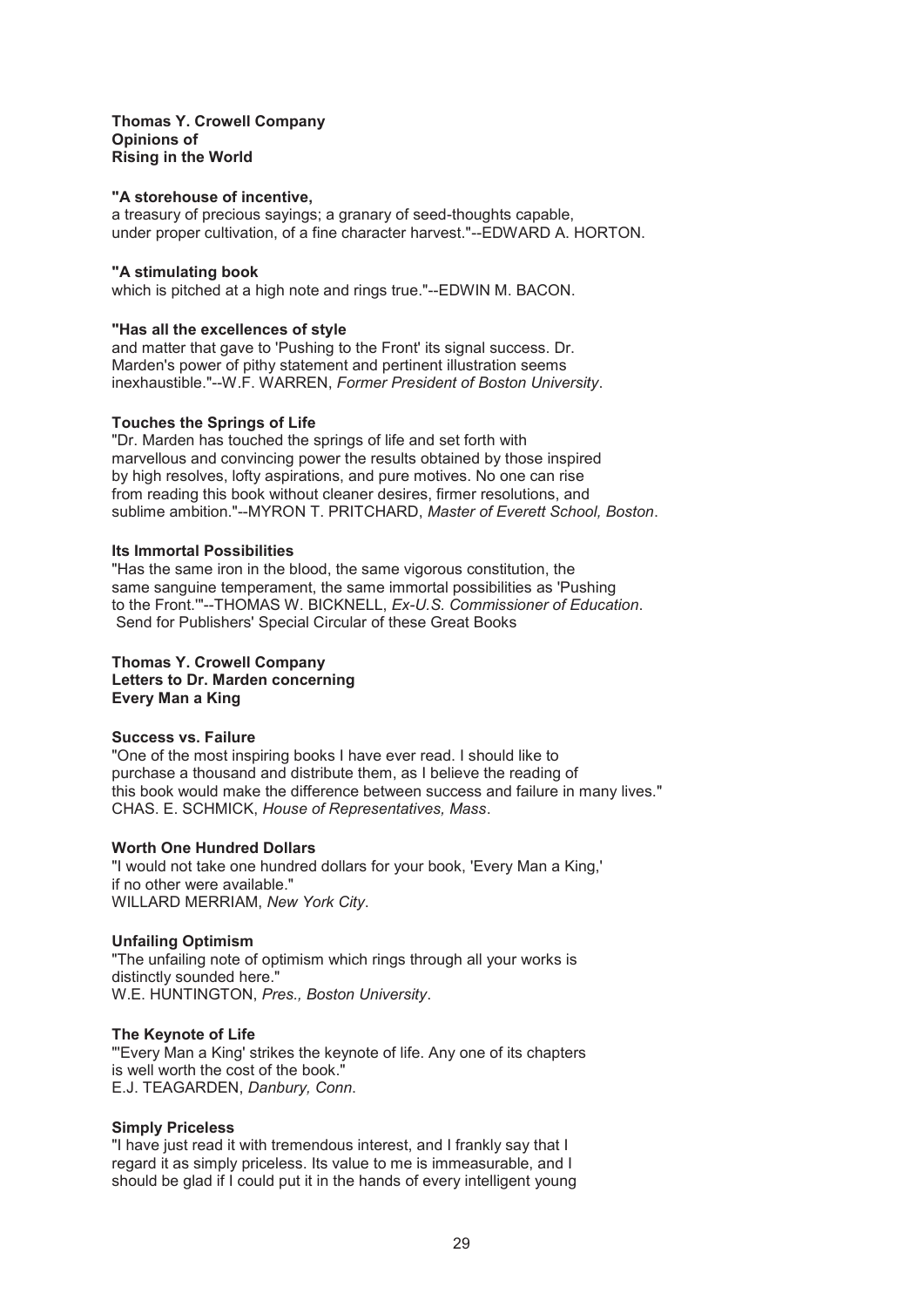**Thomas Y. Crowell Company**
**Opinions of**
**Rising in the World**

**"A storehouse of incentive,**
a treasury of precious sayings; a granary of seed-thoughts capable, under proper cultivation, of a fine character harvest."--EDWARD A. HORTON.

**"A stimulating book**
which is pitched at a high note and rings true."--EDWIN M. BACON.

**"Has all the excellences of style**
and matter that gave to 'Pushing to the Front' its signal success. Dr. Marden's power of pithy statement and pertinent illustration seems inexhaustible."--W.F. WARREN, *Former President of Boston University*.

**Touches the Springs of Life**
"Dr. Marden has touched the springs of life and set forth with marvellous and convincing power the results obtained by those inspired by high resolves, lofty aspirations, and pure motives. No one can rise from reading this book without cleaner desires, firmer resolutions, and sublime ambition."--MYRON T. PRITCHARD, *Master of Everett School, Boston*.

**Its Immortal Possibilities**
"Has the same iron in the blood, the same vigorous constitution, the same sanguine temperament, the same immortal possibilities as 'Pushing to the Front.'"--THOMAS W. BICKNELL, *Ex-U.S. Commissioner of Education*.
Send for Publishers' Special Circular of these Great Books

**Thomas Y. Crowell Company**
**Letters to Dr. Marden concerning**
**Every Man a King**

**Success vs. Failure**
"One of the most inspiring books I have ever read. I should like to purchase a thousand and distribute them, as I believe the reading of this book would make the difference between success and failure in many lives."
CHAS. E. SCHMICK, *House of Representatives, Mass*.

**Worth One Hundred Dollars**
"I would not take one hundred dollars for your book, 'Every Man a King,' if no other were available."
WILLARD MERRIAM, *New York City*.

**Unfailing Optimism**
"The unfailing note of optimism which rings through all your works is distinctly sounded here."
W.E. HUNTINGTON, *Pres., Boston University*.

**The Keynote of Life**
"'Every Man a King' strikes the keynote of life. Any one of its chapters is well worth the cost of the book."
E.J. TEAGARDEN, *Danbury, Conn*.

**Simply Priceless**
"I have just read it with tremendous interest, and I frankly say that I regard it as simply priceless. Its value to me is immeasurable, and I should be glad if I could put it in the hands of every intelligent young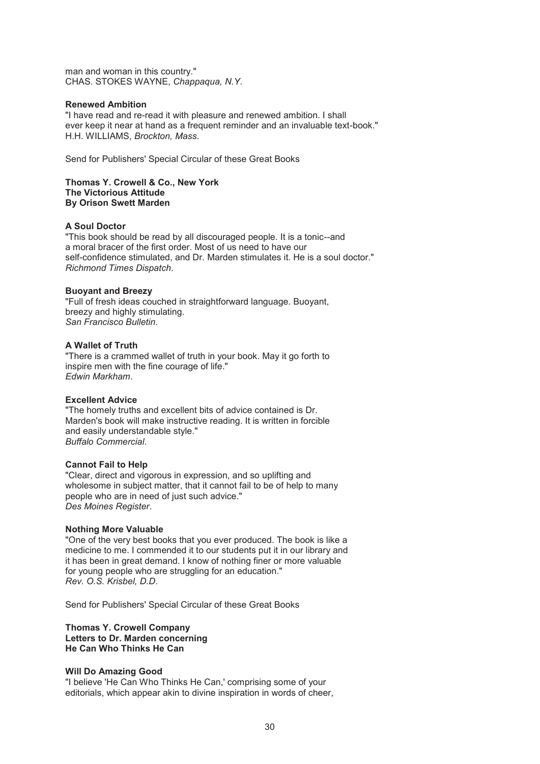man and woman in this country."
CHAS. STOKES WAYNE, *Chappaqua, N.Y.*

**Renewed Ambition**

"I have read and re-read it with pleasure and renewed ambition. I shall ever keep it near at hand as a frequent reminder and an invaluable text-book."
H.H. WILLIAMS, *Brockton, Mass*.

Send for Publishers' Special Circular of these Great Books

**Thomas Y. Crowell & Co., New York**
**The Victorious Attitude**
**By Orison Swett Marden**

**A Soul Doctor**

"This book should be read by all discouraged people. It is a tonic--and a moral bracer of the first order. Most of us need to have our self-confidence stimulated, and Dr. Marden stimulates it. He is a soul doctor."
*Richmond Times Dispatch*.

**Buoyant and Breezy**

"Full of fresh ideas couched in straightforward language. Buoyant, breezy and highly stimulating.
*San Francisco Bulletin*.

**A Wallet of Truth**

"There is a crammed wallet of truth in your book. May it go forth to inspire men with the fine courage of life."
*Edwin Markham*.

**Excellent Advice**

"The homely truths and excellent bits of advice contained is Dr. Marden's book will make instructive reading. It is written in forcible and easily understandable style."
*Buffalo Commercial*.

**Cannot Fail to Help**

"Clear, direct and vigorous in expression, and so uplifting and wholesome in subject matter, that it cannot fail to be of help to many people who are in need of just such advice."
*Des Moines Register*.

**Nothing More Valuable**

"One of the very best books that you ever produced. The book is like a medicine to me. I commended it to our students put it in our library and it has been in great demand. I know of nothing finer or more valuable for young people who are struggling for an education."
*Rev. O.S. Krisbel, D.D*.

Send for Publishers' Special Circular of these Great Books

**Thomas Y. Crowell Company**
**Letters to Dr. Marden concerning**
**He Can Who Thinks He Can**

**Will Do Amazing Good**

"I believe 'He Can Who Thinks He Can,' comprising some of your editorials, which appear akin to divine inspiration in words of cheer,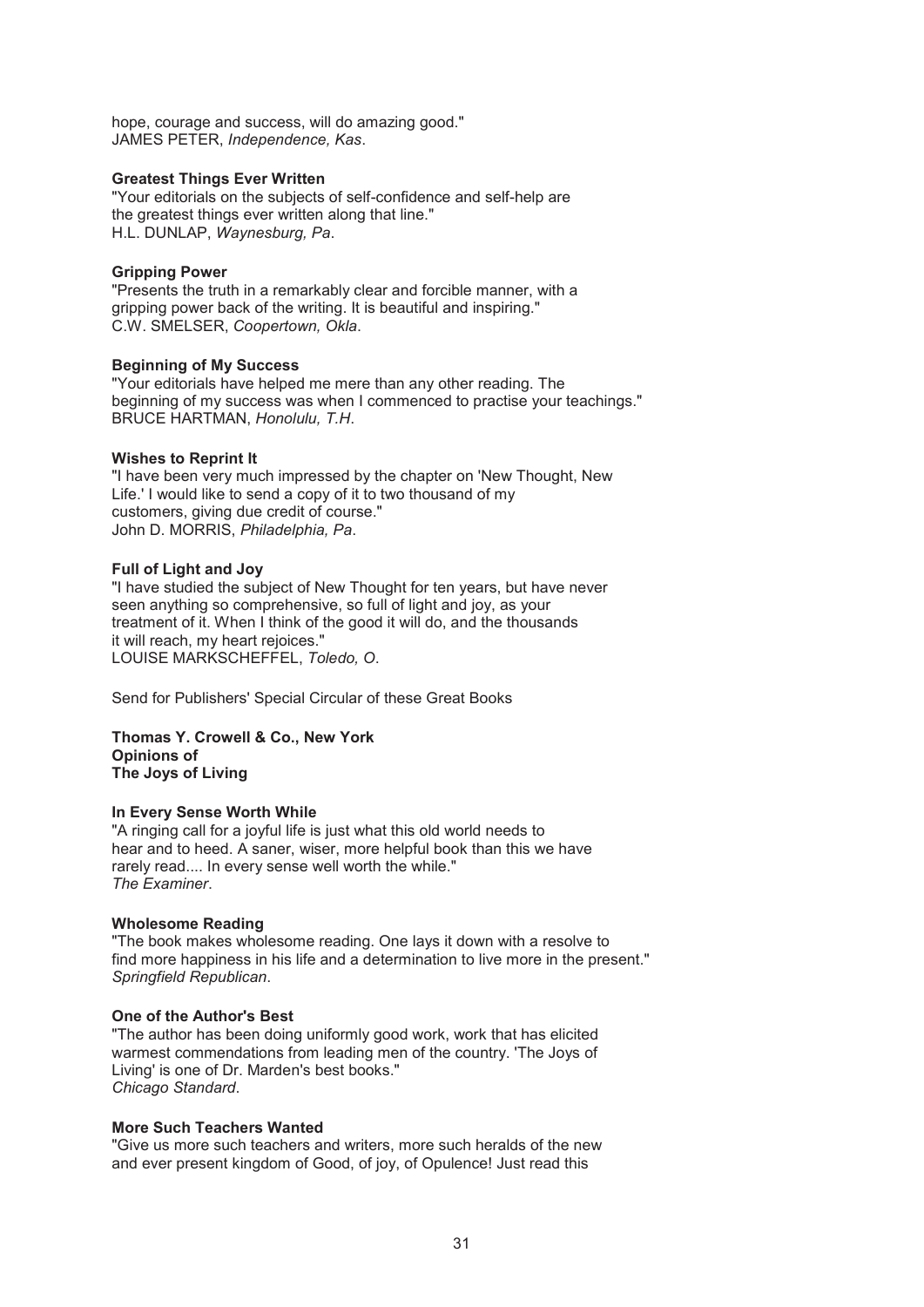hope, courage and success, will do amazing good."
JAMES PETER, *Independence, Kas*.

**Greatest Things Ever Written**

"Your editorials on the subjects of self-confidence and self-help are
the greatest things ever written along that line."
H.L. DUNLAP, *Waynesburg, Pa*.

**Gripping Power**

"Presents the truth in a remarkably clear and forcible manner, with a
gripping power back of the writing. It is beautiful and inspiring."
C.W. SMELSER, *Coopertown, Okla*.

**Beginning of My Success**

"Your editorials have helped me mere than any other reading. The
beginning of my success was when I commenced to practise your teachings."
BRUCE HARTMAN, *Honolulu, T.H*.

**Wishes to Reprint It**

"I have been very much impressed by the chapter on 'New Thought, New
Life.' I would like to send a copy of it to two thousand of my
customers, giving due credit of course."
John D. MORRIS, *Philadelphia, Pa*.

**Full of Light and Joy**

"I have studied the subject of New Thought for ten years, but have never
seen anything so comprehensive, so full of light and joy, as your
treatment of it. When I think of the good it will do, and the thousands
it will reach, my heart rejoices."
LOUISE MARKSCHEFFEL, *Toledo, O*.

Send for Publishers' Special Circular of these Great Books

**Thomas Y. Crowell & Co., New York**
**Opinions of**
**The Joys of Living**

**In Every Sense Worth While**

"A ringing call for a joyful life is just what this old world needs to
hear and to heed. A saner, wiser, more helpful book than this we have
rarely read.... In every sense well worth the while."
*The Examiner*.

**Wholesome Reading**

"The book makes wholesome reading. One lays it down with a resolve to
find more happiness in his life and a determination to live more in the present."
*Springfield Republican*.

**One of the Author's Best**

"The author has been doing uniformly good work, work that has elicited
warmest commendations from leading men of the country. 'The Joys of
Living' is one of Dr. Marden's best books."
*Chicago Standard*.

**More Such Teachers Wanted**

"Give us more such teachers and writers, more such heralds of the new
and ever present kingdom of Good, of joy, of Opulence! Just read this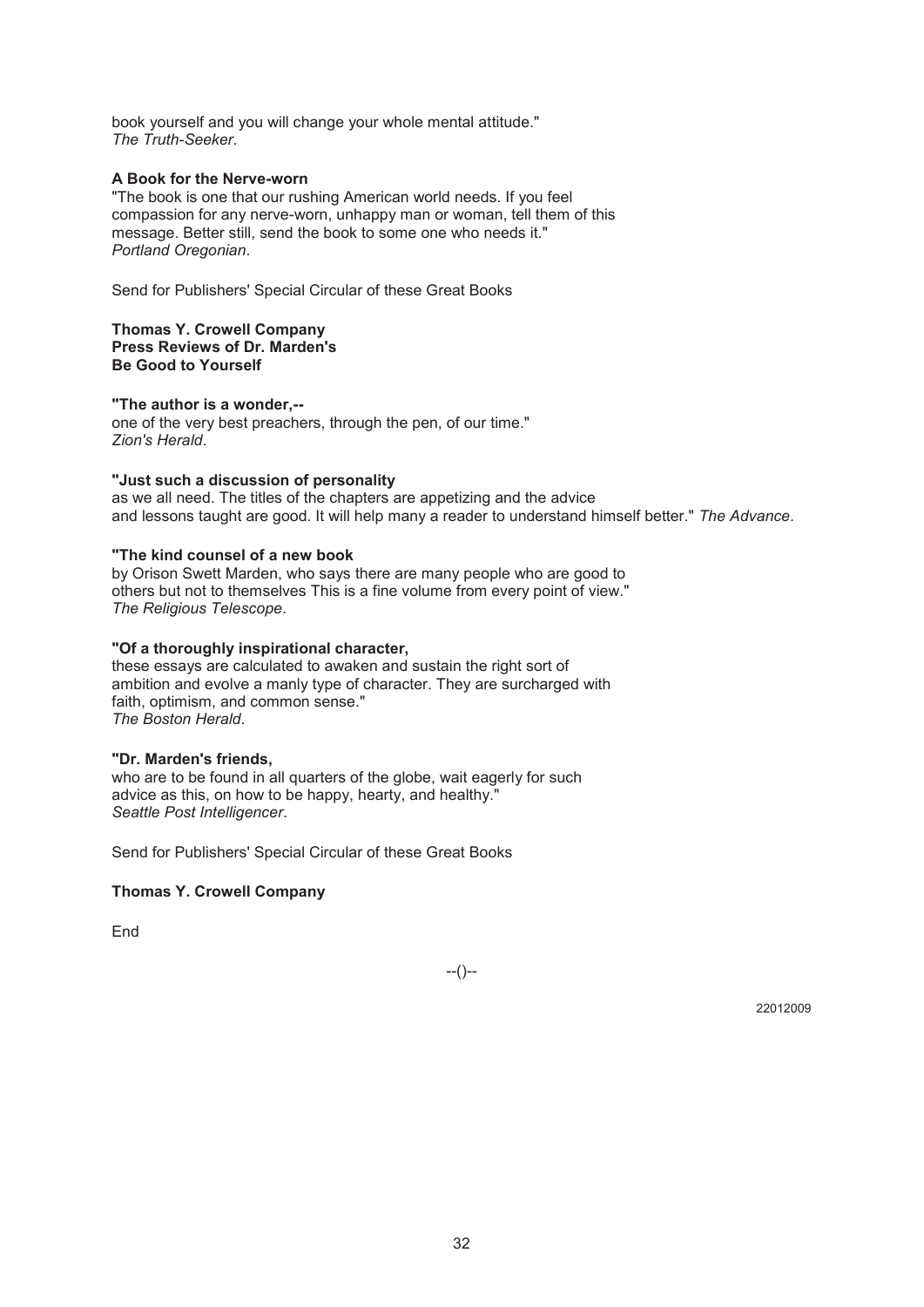book yourself and you will change your whole mental attitude."
*The Truth-Seeker*.

**A Book for the Nerve-worn**
"The book is one that our rushing American world needs. If you feel compassion for any nerve-worn, unhappy man or woman, tell them of this message. Better still, send the book to some one who needs it."
*Portland Oregonian*.

Send for Publishers' Special Circular of these Great Books

**Thomas Y. Crowell Company**
**Press Reviews of Dr. Marden's**
**Be Good to Yourself**

**"The author is a wonder,--**
one of the very best preachers, through the pen, of our time."
*Zion's Herald*.

**"Just such a discussion of personality**
as we all need. The titles of the chapters are appetizing and the advice and lessons taught are good. It will help many a reader to understand himself better." *The Advance*.

**"The kind counsel of a new book**
by Orison Swett Marden, who says there are many people who are good to others but not to themselves This is a fine volume from every point of view."
*The Religious Telescope*.

**"Of a thoroughly inspirational character,**
these essays are calculated to awaken and sustain the right sort of ambition and evolve a manly type of character. They are surcharged with faith, optimism, and common sense."
*The Boston Herald*.

**"Dr. Marden's friends,**
who are to be found in all quarters of the globe, wait eagerly for such advice as this, on how to be happy, hearty, and healthy."
*Seattle Post Intelligencer*.

Send for Publishers' Special Circular of these Great Books

**Thomas Y. Crowell Company**

End

--()--

22012009